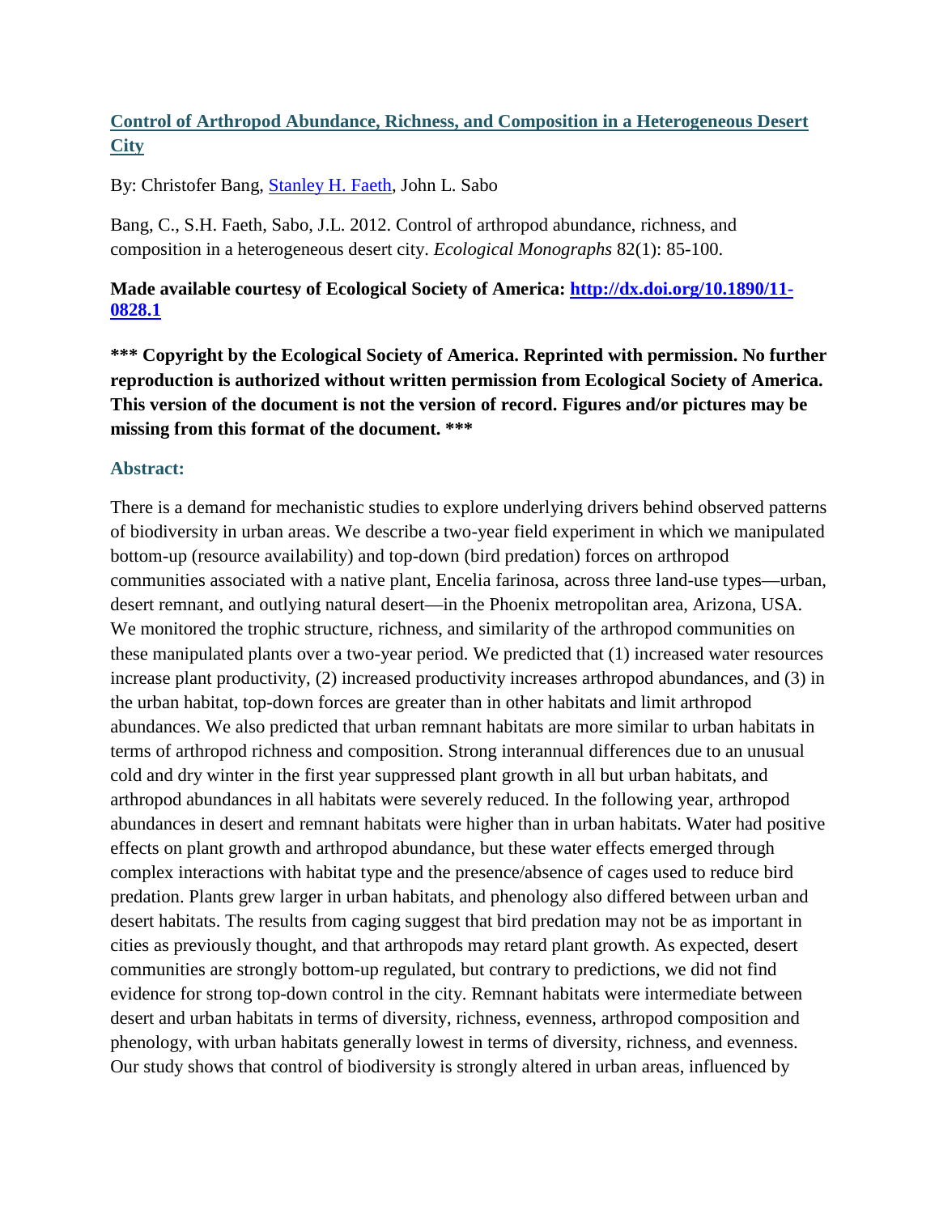## [Control of Arthropod Abundance, Richness, and Composition in a Heterogeneous Desert City](#)

By: Christofer Bang, [Stanley H. Faeth](#), John L. Sabo

Bang, C., S.H. Faeth, Sabo, J.L. 2012. Control of arthropod abundance, richness, and composition in a heterogeneous desert city. *Ecological Monographs* 82(1): 85-100.

**Made available courtesy of Ecological Society of America: [http://dx.doi.org/10.1890/11-0828.1](http://dx.doi.org/10.1890/11-0828.1)**

**\*\*\* Copyright by the Ecological Society of America. Reprinted with permission. No further reproduction is authorized without written permission from Ecological Society of America. This version of the document is not the version of record. Figures and/or pictures may be missing from this format of the document. \*\*\***

### Abstract:

There is a demand for mechanistic studies to explore underlying drivers behind observed patterns of biodiversity in urban areas. We describe a two-year field experiment in which we manipulated bottom-up (resource availability) and top-down (bird predation) forces on arthropod communities associated with a native plant, Encelia farinosa, across three land-use types—urban, desert remnant, and outlying natural desert—in the Phoenix metropolitan area, Arizona, USA. We monitored the trophic structure, richness, and similarity of the arthropod communities on these manipulated plants over a two-year period. We predicted that (1) increased water resources increase plant productivity, (2) increased productivity increases arthropod abundances, and (3) in the urban habitat, top-down forces are greater than in other habitats and limit arthropod abundances. We also predicted that urban remnant habitats are more similar to urban habitats in terms of arthropod richness and composition. Strong interannual differences due to an unusual cold and dry winter in the first year suppressed plant growth in all but urban habitats, and arthropod abundances in all habitats were severely reduced. In the following year, arthropod abundances in desert and remnant habitats were higher than in urban habitats. Water had positive effects on plant growth and arthropod abundance, but these water effects emerged through complex interactions with habitat type and the presence/absence of cages used to reduce bird predation. Plants grew larger in urban habitats, and phenology also differed between urban and desert habitats. The results from caging suggest that bird predation may not be as important in cities as previously thought, and that arthropods may retard plant growth. As expected, desert communities are strongly bottom-up regulated, but contrary to predictions, we did not find evidence for strong top-down control in the city. Remnant habitats were intermediate between desert and urban habitats in terms of diversity, richness, evenness, arthropod composition and phenology, with urban habitats generally lowest in terms of diversity, richness, and evenness. Our study shows that control of biodiversity is strongly altered in urban areas, influenced by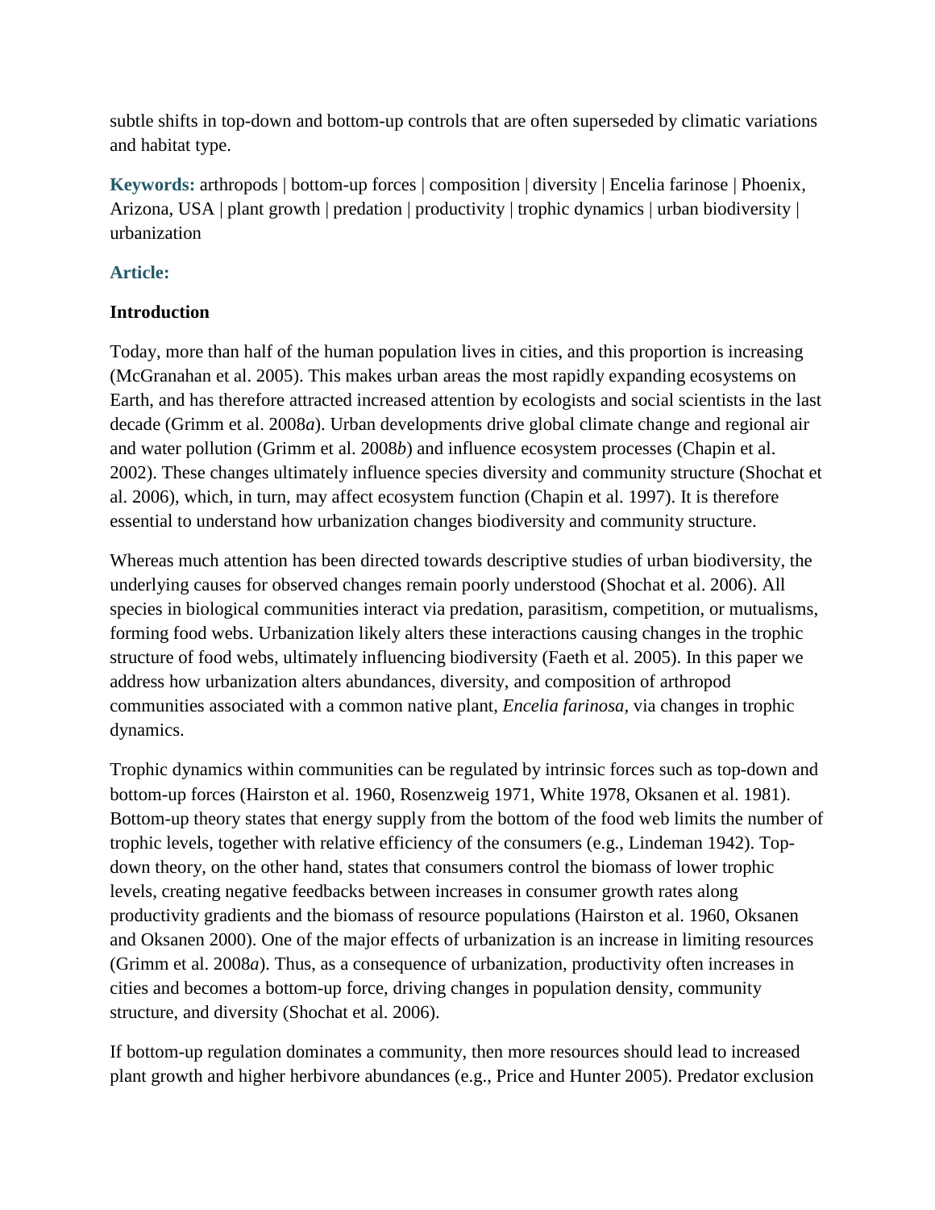subtle shifts in top-down and bottom-up controls that are often superseded by climatic variations and habitat type.

**Keywords:** arthropods | bottom-up forces | composition | diversity | Encelia farinose | Phoenix, Arizona, USA | plant growth | predation | productivity | trophic dynamics | urban biodiversity | urbanization

**Article:**

### Introduction

Today, more than half of the human population lives in cities, and this proportion is increasing (McGranahan et al. 2005). This makes urban areas the most rapidly expanding ecosystems on Earth, and has therefore attracted increased attention by ecologists and social scientists in the last decade (Grimm et al. 2008*a*). Urban developments drive global climate change and regional air and water pollution (Grimm et al. 2008*b*) and influence ecosystem processes (Chapin et al. 2002). These changes ultimately influence species diversity and community structure (Shochat et al. 2006), which, in turn, may affect ecosystem function (Chapin et al. 1997). It is therefore essential to understand how urbanization changes biodiversity and community structure.

Whereas much attention has been directed towards descriptive studies of urban biodiversity, the underlying causes for observed changes remain poorly understood (Shochat et al. 2006). All species in biological communities interact via predation, parasitism, competition, or mutualisms, forming food webs. Urbanization likely alters these interactions causing changes in the trophic structure of food webs, ultimately influencing biodiversity (Faeth et al. 2005). In this paper we address how urbanization alters abundances, diversity, and composition of arthropod communities associated with a common native plant, *Encelia farinosa*, via changes in trophic dynamics.

Trophic dynamics within communities can be regulated by intrinsic forces such as top-down and bottom-up forces (Hairston et al. 1960, Rosenzweig 1971, White 1978, Oksanen et al. 1981). Bottom-up theory states that energy supply from the bottom of the food web limits the number of trophic levels, together with relative efficiency of the consumers (e.g., Lindeman 1942). Top-down theory, on the other hand, states that consumers control the biomass of lower trophic levels, creating negative feedbacks between increases in consumer growth rates along productivity gradients and the biomass of resource populations (Hairston et al. 1960, Oksanen and Oksanen 2000). One of the major effects of urbanization is an increase in limiting resources (Grimm et al. 2008*a*). Thus, as a consequence of urbanization, productivity often increases in cities and becomes a bottom-up force, driving changes in population density, community structure, and diversity (Shochat et al. 2006).

If bottom-up regulation dominates a community, then more resources should lead to increased plant growth and higher herbivore abundances (e.g., Price and Hunter 2005). Predator exclusion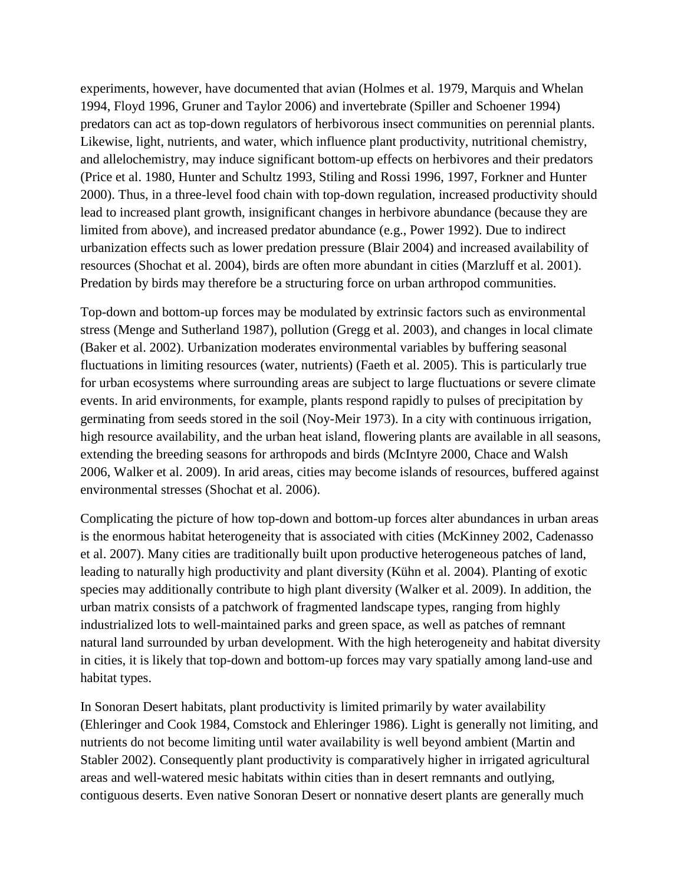experiments, however, have documented that avian (Holmes et al. 1979, Marquis and Whelan 1994, Floyd 1996, Gruner and Taylor 2006) and invertebrate (Spiller and Schoener 1994) predators can act as top-down regulators of herbivorous insect communities on perennial plants. Likewise, light, nutrients, and water, which influence plant productivity, nutritional chemistry, and allelochemistry, may induce significant bottom-up effects on herbivores and their predators (Price et al. 1980, Hunter and Schultz 1993, Stiling and Rossi 1996, 1997, Forkner and Hunter 2000). Thus, in a three-level food chain with top-down regulation, increased productivity should lead to increased plant growth, insignificant changes in herbivore abundance (because they are limited from above), and increased predator abundance (e.g., Power 1992). Due to indirect urbanization effects such as lower predation pressure (Blair 2004) and increased availability of resources (Shochat et al. 2004), birds are often more abundant in cities (Marzluff et al. 2001). Predation by birds may therefore be a structuring force on urban arthropod communities.

Top-down and bottom-up forces may be modulated by extrinsic factors such as environmental stress (Menge and Sutherland 1987), pollution (Gregg et al. 2003), and changes in local climate (Baker et al. 2002). Urbanization moderates environmental variables by buffering seasonal fluctuations in limiting resources (water, nutrients) (Faeth et al. 2005). This is particularly true for urban ecosystems where surrounding areas are subject to large fluctuations or severe climate events. In arid environments, for example, plants respond rapidly to pulses of precipitation by germinating from seeds stored in the soil (Noy-Meir 1973). In a city with continuous irrigation, high resource availability, and the urban heat island, flowering plants are available in all seasons, extending the breeding seasons for arthropods and birds (McIntyre 2000, Chace and Walsh 2006, Walker et al. 2009). In arid areas, cities may become islands of resources, buffered against environmental stresses (Shochat et al. 2006).

Complicating the picture of how top-down and bottom-up forces alter abundances in urban areas is the enormous habitat heterogeneity that is associated with cities (McKinney 2002, Cadenasso et al. 2007). Many cities are traditionally built upon productive heterogeneous patches of land, leading to naturally high productivity and plant diversity (Kühn et al. 2004). Planting of exotic species may additionally contribute to high plant diversity (Walker et al. 2009). In addition, the urban matrix consists of a patchwork of fragmented landscape types, ranging from highly industrialized lots to well-maintained parks and green space, as well as patches of remnant natural land surrounded by urban development. With the high heterogeneity and habitat diversity in cities, it is likely that top-down and bottom-up forces may vary spatially among land-use and habitat types.

In Sonoran Desert habitats, plant productivity is limited primarily by water availability (Ehleringer and Cook 1984, Comstock and Ehleringer 1986). Light is generally not limiting, and nutrients do not become limiting until water availability is well beyond ambient (Martin and Stabler 2002). Consequently plant productivity is comparatively higher in irrigated agricultural areas and well-watered mesic habitats within cities than in desert remnants and outlying, contiguous deserts. Even native Sonoran Desert or nonnative desert plants are generally much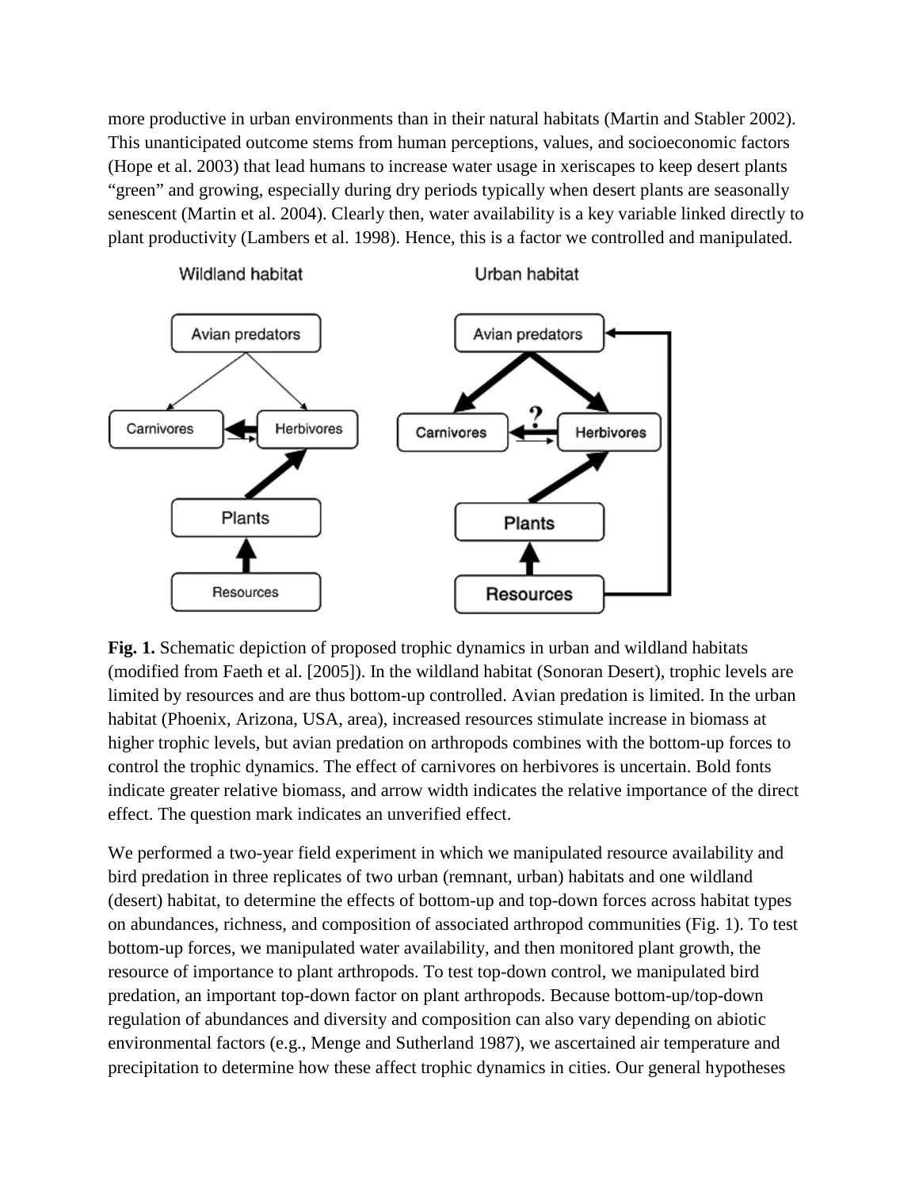more productive in urban environments than in their natural habitats (Martin and Stabler 2002). This unanticipated outcome stems from human perceptions, values, and socioeconomic factors (Hope et al. 2003) that lead humans to increase water usage in xeriscapes to keep desert plants "green" and growing, especially during dry periods typically when desert plants are seasonally senescent (Martin et al. 2004). Clearly then, water availability is a key variable linked directly to plant productivity (Lambers et al. 1998). Hence, this is a factor we controlled and manipulated.

**Fig. 1.** Schematic depiction of proposed trophic dynamics in urban and wildland habitats (modified from Faeth et al. [2005]). In the wildland habitat (Sonoran Desert), trophic levels are limited by resources and are thus bottom-up controlled. Avian predation is limited. In the urban habitat (Phoenix, Arizona, USA, area), increased resources stimulate increase in biomass at higher trophic levels, but avian predation on arthropods combines with the bottom-up forces to control the trophic dynamics. The effect of carnivores on herbivores is uncertain. Bold fonts indicate greater relative biomass, and arrow width indicates the relative importance of the direct effect. The question mark indicates an unverified effect.

We performed a two-year field experiment in which we manipulated resource availability and bird predation in three replicates of two urban (remnant, urban) habitats and one wildland (desert) habitat, to determine the effects of bottom-up and top-down forces across habitat types on abundances, richness, and composition of associated arthropod communities (Fig. 1). To test bottom-up forces, we manipulated water availability, and then monitored plant growth, the resource of importance to plant arthropods. To test top-down control, we manipulated bird predation, an important top-down factor on plant arthropods. Because bottom-up/top-down regulation of abundances and diversity and composition can also vary depending on abiotic environmental factors (e.g., Menge and Sutherland 1987), we ascertained air temperature and precipitation to determine how these affect trophic dynamics in cities. Our general hypotheses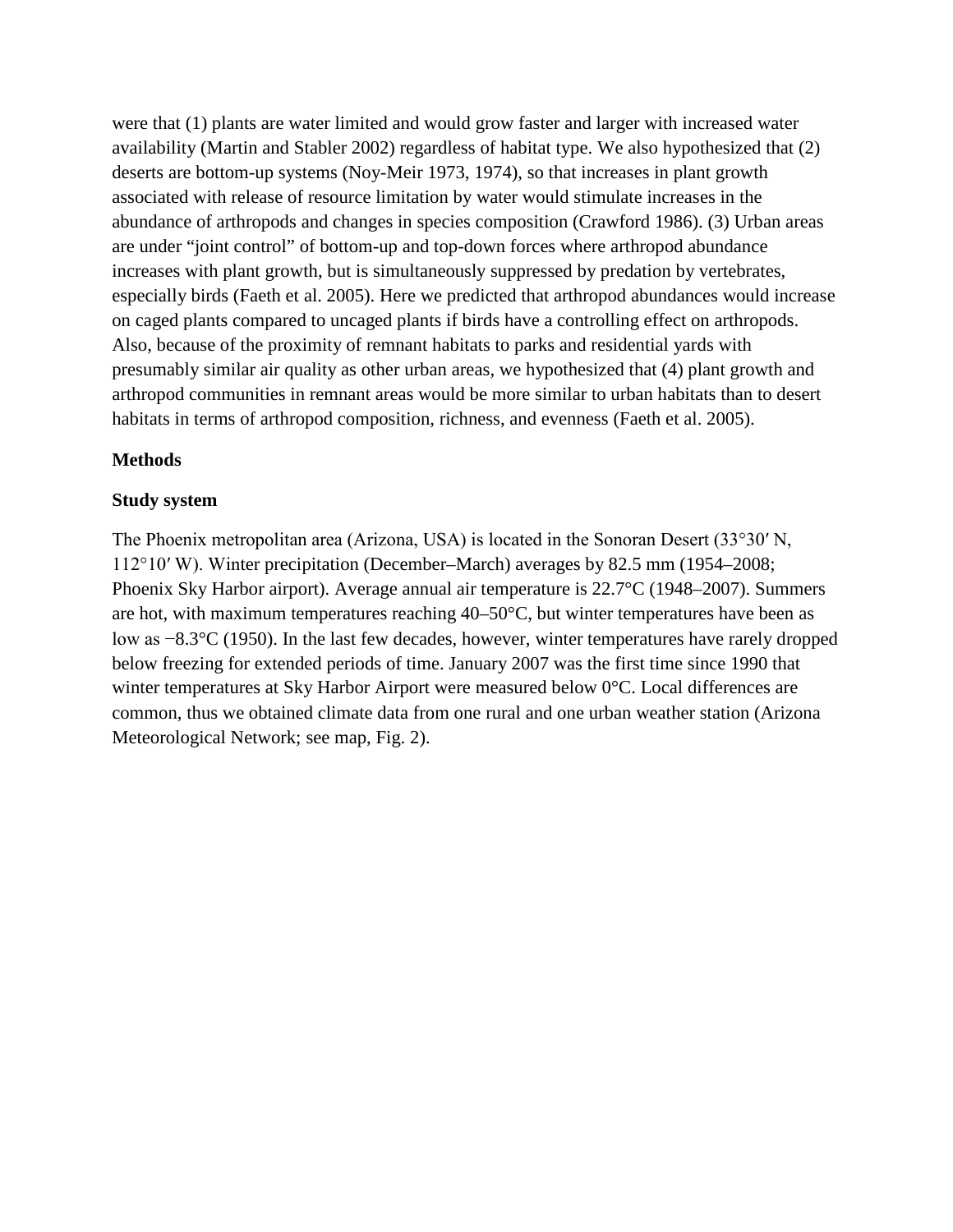were that (1) plants are water limited and would grow faster and larger with increased water availability (Martin and Stabler 2002) regardless of habitat type. We also hypothesized that (2) deserts are bottom-up systems (Noy-Meir 1973, 1974), so that increases in plant growth associated with release of resource limitation by water would stimulate increases in the abundance of arthropods and changes in species composition (Crawford 1986). (3) Urban areas are under "joint control" of bottom-up and top-down forces where arthropod abundance increases with plant growth, but is simultaneously suppressed by predation by vertebrates, especially birds (Faeth et al. 2005). Here we predicted that arthropod abundances would increase on caged plants compared to uncaged plants if birds have a controlling effect on arthropods. Also, because of the proximity of remnant habitats to parks and residential yards with presumably similar air quality as other urban areas, we hypothesized that (4) plant growth and arthropod communities in remnant areas would be more similar to urban habitats than to desert habitats in terms of arthropod composition, richness, and evenness (Faeth et al. 2005).

## Methods

### Study system

The Phoenix metropolitan area (Arizona, USA) is located in the Sonoran Desert (33°30′ N, 112°10′ W). Winter precipitation (December–March) averages by 82.5 mm (1954–2008; Phoenix Sky Harbor airport). Average annual air temperature is 22.7°C (1948–2007). Summers are hot, with maximum temperatures reaching 40–50°C, but winter temperatures have been as low as −8.3°C (1950). In the last few decades, however, winter temperatures have rarely dropped below freezing for extended periods of time. January 2007 was the first time since 1990 that winter temperatures at Sky Harbor Airport were measured below 0°C. Local differences are common, thus we obtained climate data from one rural and one urban weather station (Arizona Meteorological Network; see map, Fig. 2).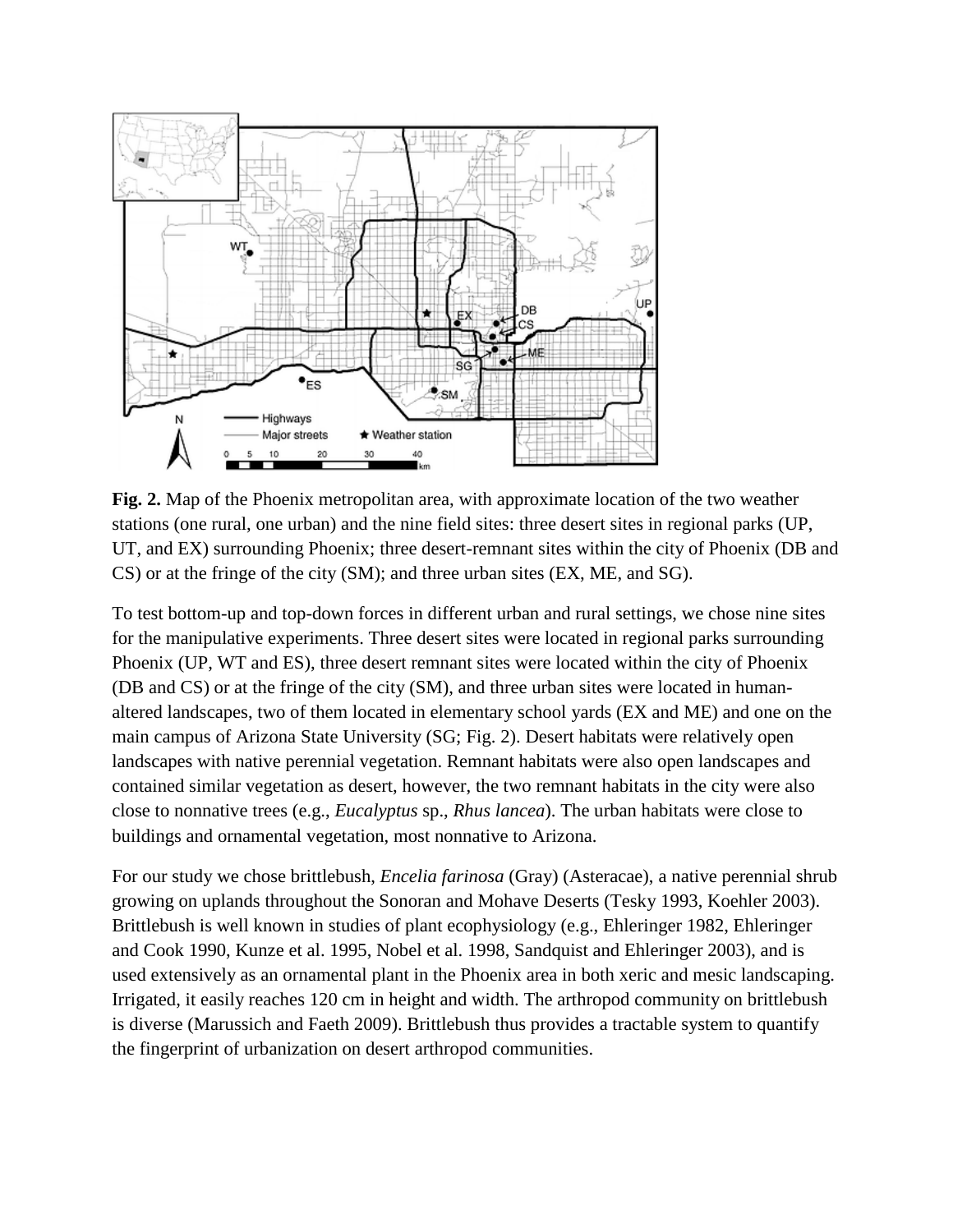**Fig. 2.** Map of the Phoenix metropolitan area, with approximate location of the two weather stations (one rural, one urban) and the nine field sites: three desert sites in regional parks (UP, UT, and EX) surrounding Phoenix; three desert-remnant sites within the city of Phoenix (DB and CS) or at the fringe of the city (SM); and three urban sites (EX, ME, and SG).

To test bottom-up and top-down forces in different urban and rural settings, we chose nine sites for the manipulative experiments. Three desert sites were located in regional parks surrounding Phoenix (UP, WT and ES), three desert remnant sites were located within the city of Phoenix (DB and CS) or at the fringe of the city (SM), and three urban sites were located in human-altered landscapes, two of them located in elementary school yards (EX and ME) and one on the main campus of Arizona State University (SG; Fig. 2). Desert habitats were relatively open landscapes with native perennial vegetation. Remnant habitats were also open landscapes and contained similar vegetation as desert, however, the two remnant habitats in the city were also close to nonnative trees (e.g., *Eucalyptus* sp., *Rhus lancea*). The urban habitats were close to buildings and ornamental vegetation, most nonnative to Arizona.

For our study we chose brittlebush, *Encelia farinosa* (Gray) (Asteraceae), a native perennial shrub growing on uplands throughout the Sonoran and Mohave Deserts (Tesky 1993, Koehler 2003). Brittlebush is well known in studies of plant ecophysiology (e.g., Ehleringer 1982, Ehleringer and Cook 1990, Kunze et al. 1995, Nobel et al. 1998, Sandquist and Ehleringer 2003), and is used extensively as an ornamental plant in the Phoenix area in both xeric and mesic landscaping. Irrigated, it easily reaches 120 cm in height and width. The arthropod community on brittlebush is diverse (Marussich and Faeth 2009). Brittlebush thus provides a tractable system to quantify the fingerprint of urbanization on desert arthropod communities.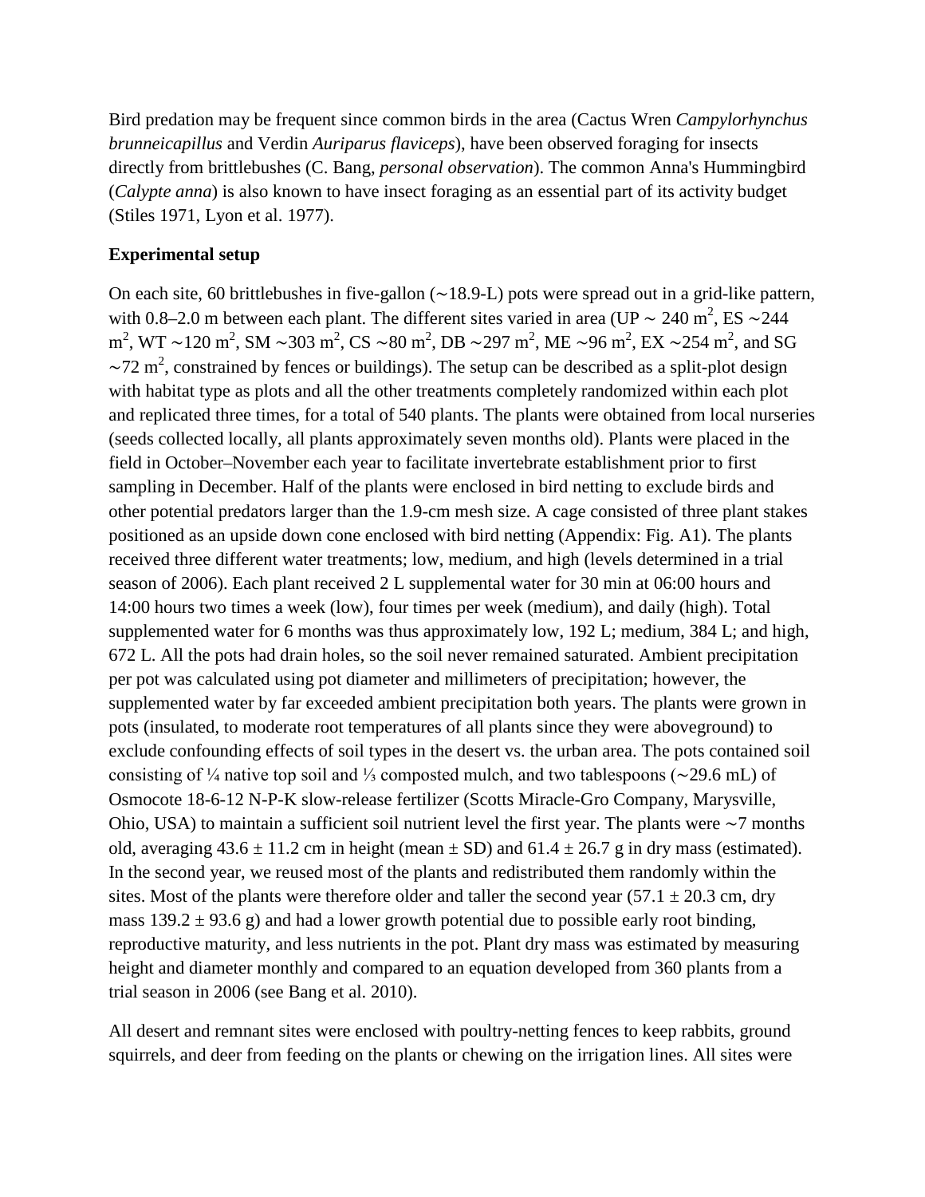Bird predation may be frequent since common birds in the area (Cactus Wren *Campylorhynchus brunneicapillus* and Verdin *Auriparus flaviceps*), have been observed foraging for insects directly from brittlebushes (C. Bang, *personal observation*). The common Anna's Hummingbird (*Calypte anna*) is also known to have insect foraging as an essential part of its activity budget (Stiles 1971, Lyon et al. 1977).

**Experimental setup**

On each site, 60 brittlebushes in five-gallon (∼18.9-L) pots were spread out in a grid-like pattern, with 0.8–2.0 m between each plant. The different sites varied in area (UP ∼ 240 $m^2$, ES ∼244 $m^2$, WT ∼120 $m^2$, SM ∼303 $m^2$, CS ∼80 $m^2$, DB ∼297 $m^2$, ME ∼96 $m^2$, EX ∼254 $m^2$, and SG ∼72 $m^2$, constrained by fences or buildings). The setup can be described as a split-plot design with habitat type as plots and all the other treatments completely randomized within each plot and replicated three times, for a total of 540 plants. The plants were obtained from local nurseries (seeds collected locally, all plants approximately seven months old). Plants were placed in the field in October–November each year to facilitate invertebrate establishment prior to first sampling in December. Half of the plants were enclosed in bird netting to exclude birds and other potential predators larger than the 1.9-cm mesh size. A cage consisted of three plant stakes positioned as an upside down cone enclosed with bird netting (Appendix: Fig. A1). The plants received three different water treatments; low, medium, and high (levels determined in a trial season of 2006). Each plant received 2 L supplemental water for 30 min at 06:00 hours and 14:00 hours two times a week (low), four times per week (medium), and daily (high). Total supplemented water for 6 months was thus approximately low, 192 L; medium, 384 L; and high, 672 L. All the pots had drain holes, so the soil never remained saturated. Ambient precipitation per pot was calculated using pot diameter and millimeters of precipitation; however, the supplemented water by far exceeded ambient precipitation both years. The plants were grown in pots (insulated, to moderate root temperatures of all plants since they were aboveground) to exclude confounding effects of soil types in the desert vs. the urban area. The pots contained soil consisting of ¼ native top soil and ⅓ composted mulch, and two tablespoons (∼29.6 mL) of Osmocote 18-6-12 N-P-K slow-release fertilizer (Scotts Miracle-Gro Company, Marysville, Ohio, USA) to maintain a sufficient soil nutrient level the first year. The plants were ∼7 months old, averaging 43.6 ± 11.2 cm in height (mean ± SD) and 61.4 ± 26.7 g in dry mass (estimated). In the second year, we reused most of the plants and redistributed them randomly within the sites. Most of the plants were therefore older and taller the second year (57.1 ± 20.3 cm, dry mass 139.2 ± 93.6 g) and had a lower growth potential due to possible early root binding, reproductive maturity, and less nutrients in the pot. Plant dry mass was estimated by measuring height and diameter monthly and compared to an equation developed from 360 plants from a trial season in 2006 (see Bang et al. 2010).

All desert and remnant sites were enclosed with poultry-netting fences to keep rabbits, ground squirrels, and deer from feeding on the plants or chewing on the irrigation lines. All sites were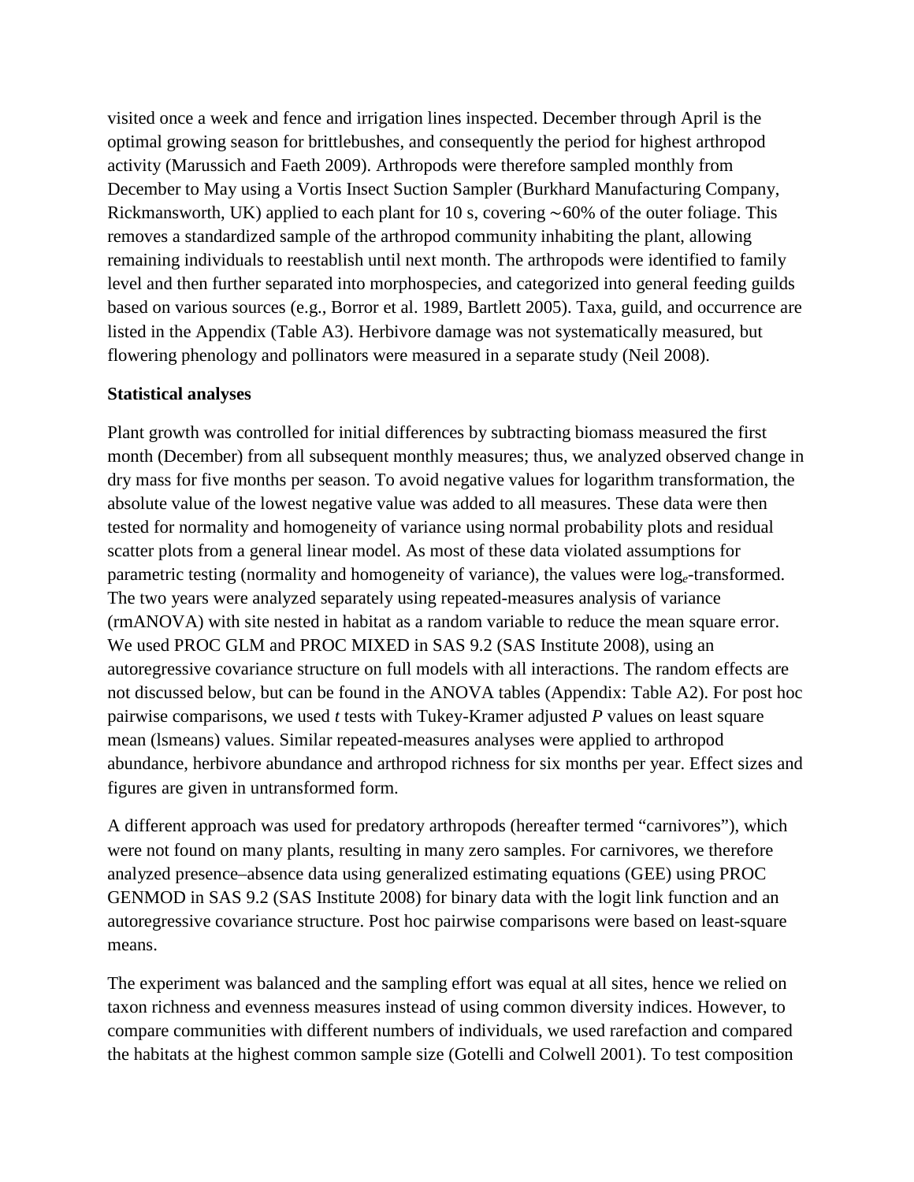visited once a week and fence and irrigation lines inspected. December through April is the optimal growing season for brittlebushes, and consequently the period for highest arthropod activity (Marussich and Faeth 2009). Arthropods were therefore sampled monthly from December to May using a Vortis Insect Suction Sampler (Burkhard Manufacturing Company, Rickmansworth, UK) applied to each plant for 10 s, covering ∼60% of the outer foliage. This removes a standardized sample of the arthropod community inhabiting the plant, allowing remaining individuals to reestablish until next month. The arthropods were identified to family level and then further separated into morphospecies, and categorized into general feeding guilds based on various sources (e.g., Borror et al. 1989, Bartlett 2005). Taxa, guild, and occurrence are listed in the Appendix (Table A3). Herbivore damage was not systematically measured, but flowering phenology and pollinators were measured in a separate study (Neil 2008).

**Statistical analyses**

Plant growth was controlled for initial differences by subtracting biomass measured the first month (December) from all subsequent monthly measures; thus, we analyzed observed change in dry mass for five months per season. To avoid negative values for logarithm transformation, the absolute value of the lowest negative value was added to all measures. These data were then tested for normality and homogeneity of variance using normal probability plots and residual scatter plots from a general linear model. As most of these data violated assumptions for parametric testing (normality and homogeneity of variance), the values were $\log_e$-transformed. The two years were analyzed separately using repeated-measures analysis of variance (rmANOVA) with site nested in habitat as a random variable to reduce the mean square error. We used PROC GLM and PROC MIXED in SAS 9.2 (SAS Institute 2008), using an autoregressive covariance structure on full models with all interactions. The random effects are not discussed below, but can be found in the ANOVA tables (Appendix: Table A2). For post hoc pairwise comparisons, we used *t* tests with Tukey-Kramer adjusted *P* values on least square mean (lsmeans) values. Similar repeated-measures analyses were applied to arthropod abundance, herbivore abundance and arthropod richness for six months per year. Effect sizes and figures are given in untransformed form.

A different approach was used for predatory arthropods (hereafter termed "carnivores"), which were not found on many plants, resulting in many zero samples. For carnivores, we therefore analyzed presence–absence data using generalized estimating equations (GEE) using PROC GENMOD in SAS 9.2 (SAS Institute 2008) for binary data with the logit link function and an autoregressive covariance structure. Post hoc pairwise comparisons were based on least-square means.

The experiment was balanced and the sampling effort was equal at all sites, hence we relied on taxon richness and evenness measures instead of using common diversity indices. However, to compare communities with different numbers of individuals, we used rarefaction and compared the habitats at the highest common sample size (Gotelli and Colwell 2001). To test composition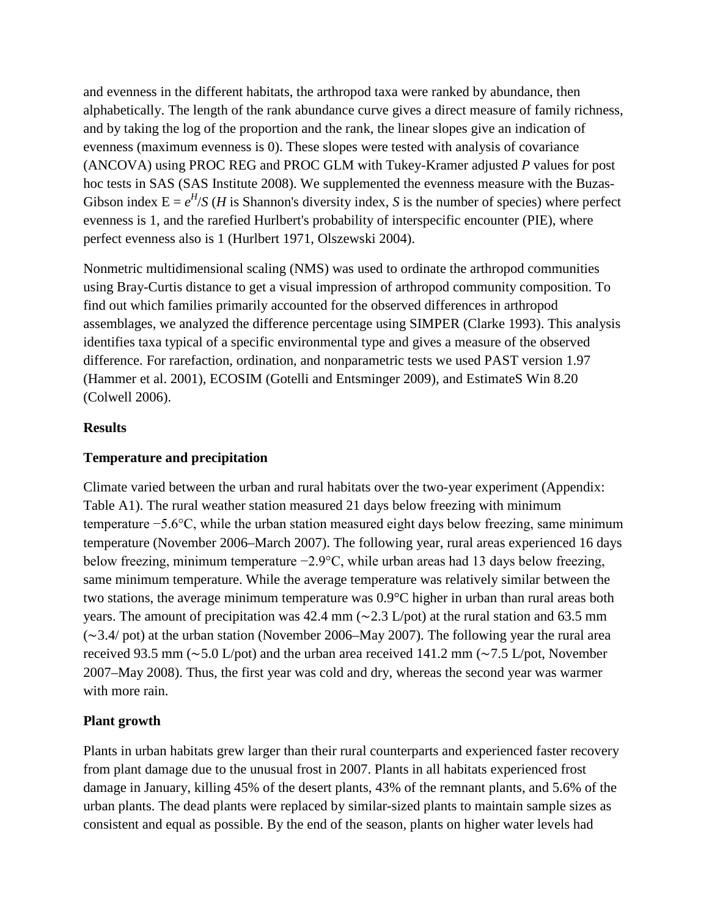and evenness in the different habitats, the arthropod taxa were ranked by abundance, then alphabetically. The length of the rank abundance curve gives a direct measure of family richness, and by taking the log of the proportion and the rank, the linear slopes give an indication of evenness (maximum evenness is 0). These slopes were tested with analysis of covariance (ANCOVA) using PROC REG and PROC GLM with Tukey-Kramer adjusted *P* values for post hoc tests in SAS (SAS Institute 2008). We supplemented the evenness measure with the Buzas-Gibson index $E = e^{H}/S$ ($H$ is Shannon's diversity index, $S$ is the number of species) where perfect evenness is 1, and the rarefied Hurlbert's probability of interspecific encounter (PIE), where perfect evenness also is 1 (Hurlbert 1971, Olszewski 2004).

Nonmetric multidimensional scaling (NMS) was used to ordinate the arthropod communities using Bray-Curtis distance to get a visual impression of arthropod community composition. To find out which families primarily accounted for the observed differences in arthropod assemblages, we analyzed the difference percentage using SIMPER (Clarke 1993). This analysis identifies taxa typical of a specific environmental type and gives a measure of the observed difference. For rarefaction, ordination, and nonparametric tests we used PAST version 1.97 (Hammer et al. 2001), ECOSIM (Gotelli and Entsminger 2009), and EstimateS Win 8.20 (Colwell 2006).

## Results

### Temperature and precipitation

Climate varied between the urban and rural habitats over the two-year experiment (Appendix: Table A1). The rural weather station measured 21 days below freezing with minimum temperature −5.6°C, while the urban station measured eight days below freezing, same minimum temperature (November 2006–March 2007). The following year, rural areas experienced 16 days below freezing, minimum temperature −2.9°C, while urban areas had 13 days below freezing, same minimum temperature. While the average temperature was relatively similar between the two stations, the average minimum temperature was 0.9°C higher in urban than rural areas both years. The amount of precipitation was 42.4 mm (∼2.3 L/pot) at the rural station and 63.5 mm (∼3.4/ pot) at the urban station (November 2006–May 2007). The following year the rural area received 93.5 mm (∼5.0 L/pot) and the urban area received 141.2 mm (∼7.5 L/pot, November 2007–May 2008). Thus, the first year was cold and dry, whereas the second year was warmer with more rain.

### Plant growth

Plants in urban habitats grew larger than their rural counterparts and experienced faster recovery from plant damage due to the unusual frost in 2007. Plants in all habitats experienced frost damage in January, killing 45% of the desert plants, 43% of the remnant plants, and 5.6% of the urban plants. The dead plants were replaced by similar-sized plants to maintain sample sizes as consistent and equal as possible. By the end of the season, plants on higher water levels had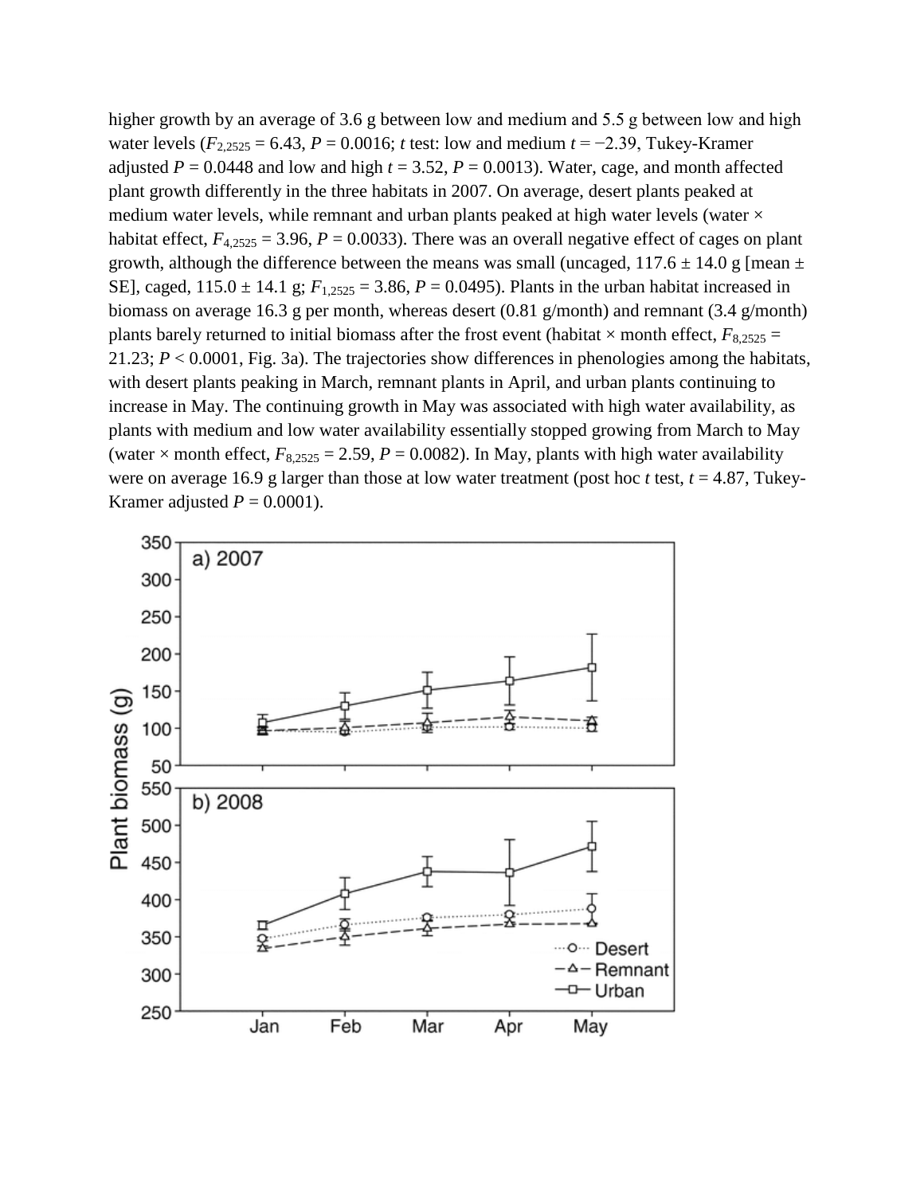higher growth by an average of 3.6 g between low and medium and 5.5 g between low and high water levels ($F_{2,2525}$ = 6.43, $P$ = 0.0016; $t$ test: low and medium $t$ = −2.39, Tukey-Kramer adjusted $P$ = 0.0448 and low and high $t$ = 3.52, $P$ = 0.0013). Water, cage, and month affected plant growth differently in the three habitats in 2007. On average, desert plants peaked at medium water levels, while remnant and urban plants peaked at high water levels (water × habitat effect, $F_{4,2525}$ = 3.96, $P$ = 0.0033). There was an overall negative effect of cages on plant growth, although the difference between the means was small (uncaged, 117.6 ± 14.0 g [mean ± SE], caged, 115.0 ± 14.1 g; $F_{1,2525}$ = 3.86, $P$ = 0.0495). Plants in the urban habitat increased in biomass on average 16.3 g per month, whereas desert (0.81 g/month) and remnant (3.4 g/month) plants barely returned to initial biomass after the frost event (habitat × month effect, $F_{8,2525}$ = 21.23; $P$ < 0.0001, Fig. 3a). The trajectories show differences in phenologies among the habitats, with desert plants peaking in March, remnant plants in April, and urban plants continuing to increase in May. The continuing growth in May was associated with high water availability, as plants with medium and low water availability essentially stopped growing from March to May (water × month effect, $F_{8,2525}$ = 2.59, $P$ = 0.0082). In May, plants with high water availability were on average 16.9 g larger than those at low water treatment (post hoc $t$ test, $t$ = 4.87, Tukey-Kramer adjusted $P$ = 0.0001).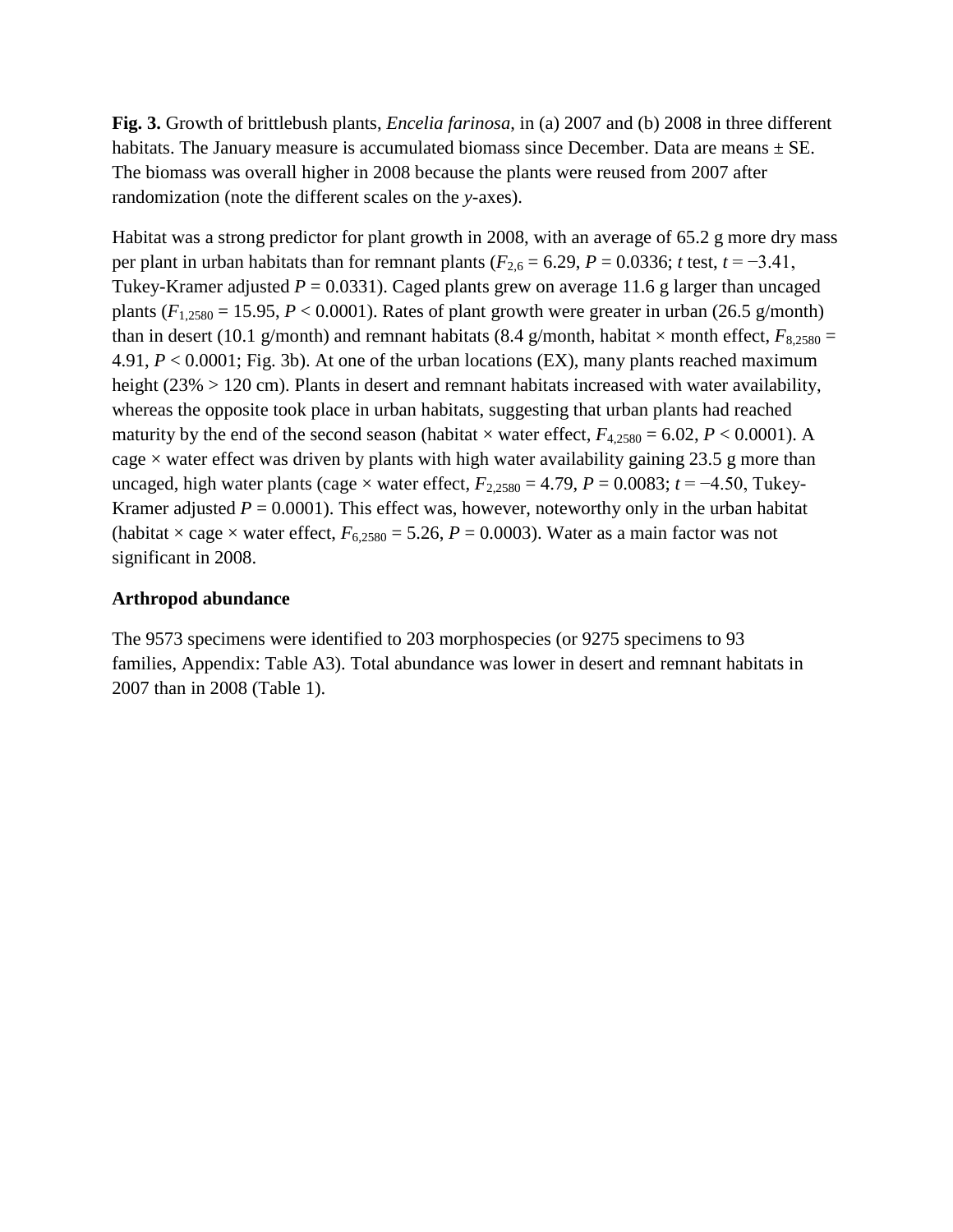**Fig. 3.** Growth of brittlebush plants, *Encelia farinosa*, in (a) 2007 and (b) 2008 in three different habitats. The January measure is accumulated biomass since December. Data are means ± SE. The biomass was overall higher in 2008 because the plants were reused from 2007 after randomization (note the different scales on the *y*-axes).

Habitat was a strong predictor for plant growth in 2008, with an average of 65.2 g more dry mass per plant in urban habitats than for remnant plants ($F_{2,6} = 6.29$, $P = 0.0336$; *t* test, $t = -3.41$, Tukey-Kramer adjusted $P = 0.0331$). Caged plants grew on average 11.6 g larger than uncaged plants ($F_{1,2580} = 15.95$, $P < 0.0001$). Rates of plant growth were greater in urban (26.5 g/month) than in desert (10.1 g/month) and remnant habitats (8.4 g/month, habitat × month effect, $F_{8,2580} = 4.91$, $P < 0.0001$; Fig. 3b). At one of the urban locations (EX), many plants reached maximum height (23% > 120 cm). Plants in desert and remnant habitats increased with water availability, whereas the opposite took place in urban habitats, suggesting that urban plants had reached maturity by the end of the second season (habitat × water effect, $F_{4,2580} = 6.02$, $P < 0.0001$). A cage × water effect was driven by plants with high water availability gaining 23.5 g more than uncaged, high water plants (cage × water effect, $F_{2,2580} = 4.79$, $P = 0.0083$; $t = -4.50$, Tukey-Kramer adjusted $P = 0.0001$). This effect was, however, noteworthy only in the urban habitat (habitat × cage × water effect, $F_{6,2580} = 5.26$, $P = 0.0003$). Water as a main factor was not significant in 2008.

### Arthropod abundance

The 9573 specimens were identified to 203 morphospecies (or 9275 specimens to 93 families, Appendix: Table A3). Total abundance was lower in desert and remnant habitats in 2007 than in 2008 (Table 1).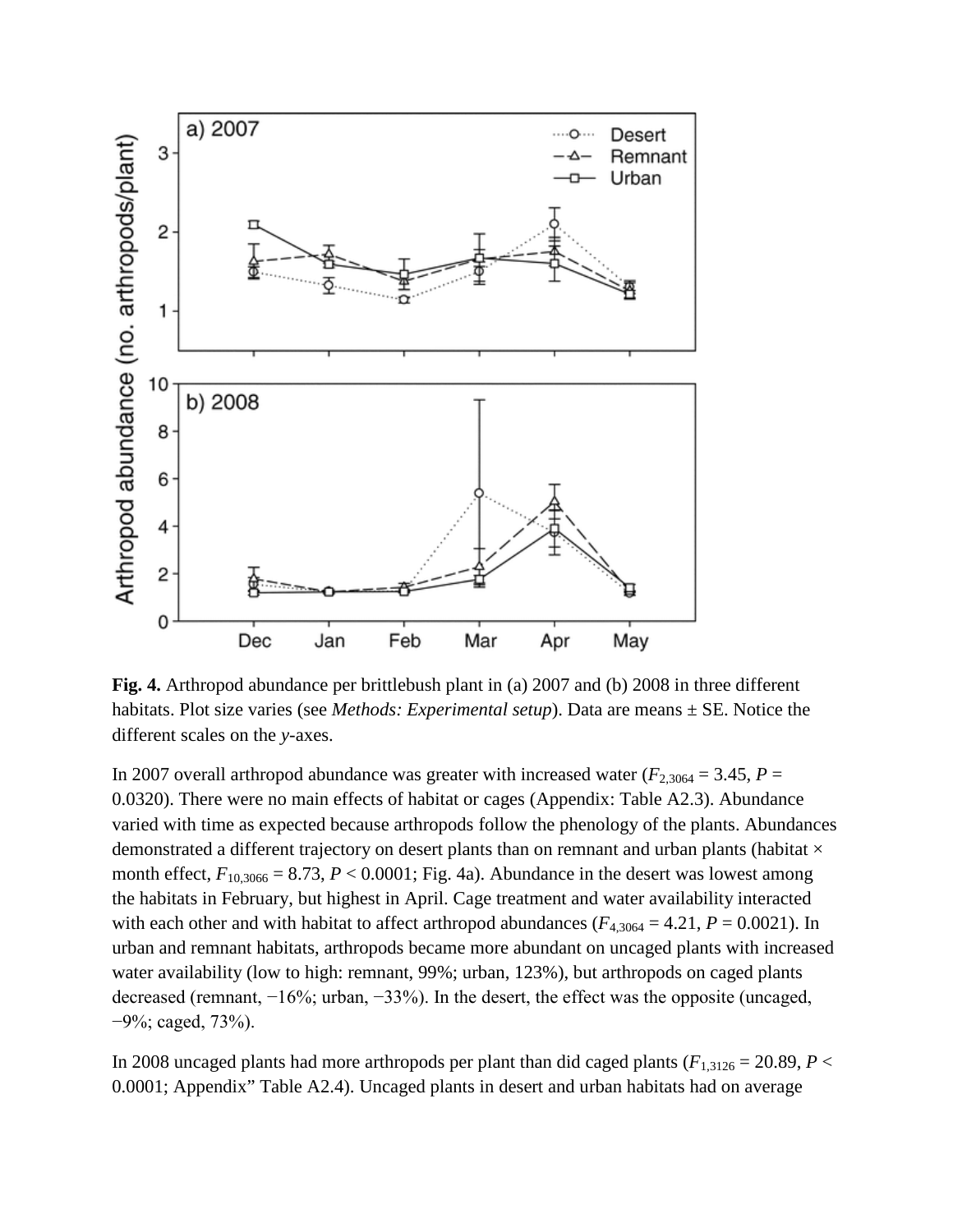**Fig. 4.** Arthropod abundance per brittlebush plant in (a) 2007 and (b) 2008 in three different habitats. Plot size varies (see *Methods: Experimental setup*). Data are means ± SE. Notice the different scales on the *y*-axes.

In 2007 overall arthropod abundance was greater with increased water ($F_{2,3064} = 3.45$, $P = 0.0320$). There were no main effects of habitat or cages (Appendix: Table A2.3). Abundance varied with time as expected because arthropods follow the phenology of the plants. Abundances demonstrated a different trajectory on desert plants than on remnant and urban plants (habitat × month effect, $F_{10,3066} = 8.73$, $P < 0.0001$; Fig. 4a). Abundance in the desert was lowest among the habitats in February, but highest in April. Cage treatment and water availability interacted with each other and with habitat to affect arthropod abundances ($F_{4,3064} = 4.21$, $P = 0.0021$). In urban and remnant habitats, arthropods became more abundant on uncaged plants with increased water availability (low to high: remnant, 99%; urban, 123%), but arthropods on caged plants decreased (remnant, −16%; urban, −33%). In the desert, the effect was the opposite (uncaged, −9%; caged, 73%).

In 2008 uncaged plants had more arthropods per plant than did caged plants ($F_{1,3126} = 20.89$, $P < 0.0001$; Appendix" Table A2.4). Uncaged plants in desert and urban habitats had on average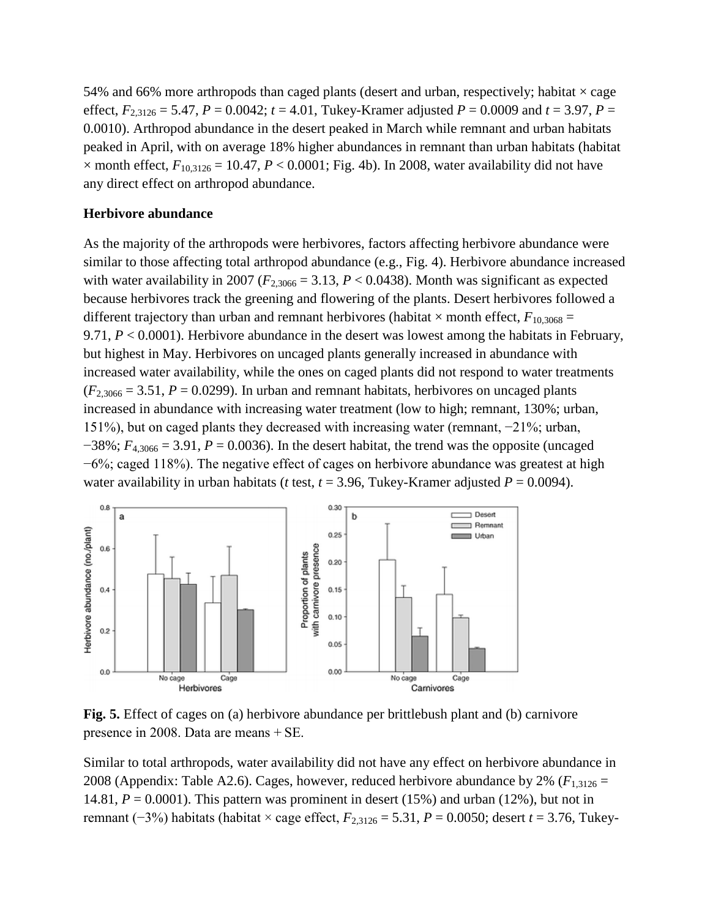54% and 66% more arthropods than caged plants (desert and urban, respectively; habitat × cage effect, $F_{2,3126} = 5.47$, $P = 0.0042$; $t = 4.01$, Tukey-Kramer adjusted $P = 0.0009$ and $t = 3.97$, $P = 0.0010$). Arthropod abundance in the desert peaked in March while remnant and urban habitats peaked in April, with on average 18% higher abundances in remnant than urban habitats (habitat × month effect, $F_{10,3126} = 10.47$, $P < 0.0001$; Fig. 4b). In 2008, water availability did not have any direct effect on arthropod abundance.

**Herbivore abundance**

As the majority of the arthropods were herbivores, factors affecting herbivore abundance were similar to those affecting total arthropod abundance (e.g., Fig. 4). Herbivore abundance increased with water availability in 2007 ($F_{2,3066} = 3.13$, $P < 0.0438$). Month was significant as expected because herbivores track the greening and flowering of the plants. Desert herbivores followed a different trajectory than urban and remnant herbivores (habitat × month effect, $F_{10,3068} = 9.71$, $P < 0.0001$). Herbivore abundance in the desert was lowest among the habitats in February, but highest in May. Herbivores on uncaged plants generally increased in abundance with increased water availability, while the ones on caged plants did not respond to water treatments ($F_{2,3066} = 3.51$, $P = 0.0299$). In urban and remnant habitats, herbivores on uncaged plants increased in abundance with increasing water treatment (low to high; remnant, 130%; urban, 151%), but on caged plants they decreased with increasing water (remnant, −21%; urban, −38%; $F_{4,3066} = 3.91$, $P = 0.0036$). In the desert habitat, the trend was the opposite (uncaged −6%; caged 118%). The negative effect of cages on herbivore abundance was greatest at high water availability in urban habitats (*t* test, $t = 3.96$, Tukey-Kramer adjusted $P = 0.0094$).

**Fig. 5.** Effect of cages on (a) herbivore abundance per brittlebush plant and (b) carnivore presence in 2008. Data are means + SE.

Similar to total arthropods, water availability did not have any effect on herbivore abundance in 2008 (Appendix: Table A2.6). Cages, however, reduced herbivore abundance by 2% ($F_{1,3126} = 14.81$, $P = 0.0001$). This pattern was prominent in desert (15%) and urban (12%), but not in remnant (−3%) habitats (habitat × cage effect, $F_{2,3126} = 5.31$, $P = 0.0050$; desert $t = 3.76$, Tukey-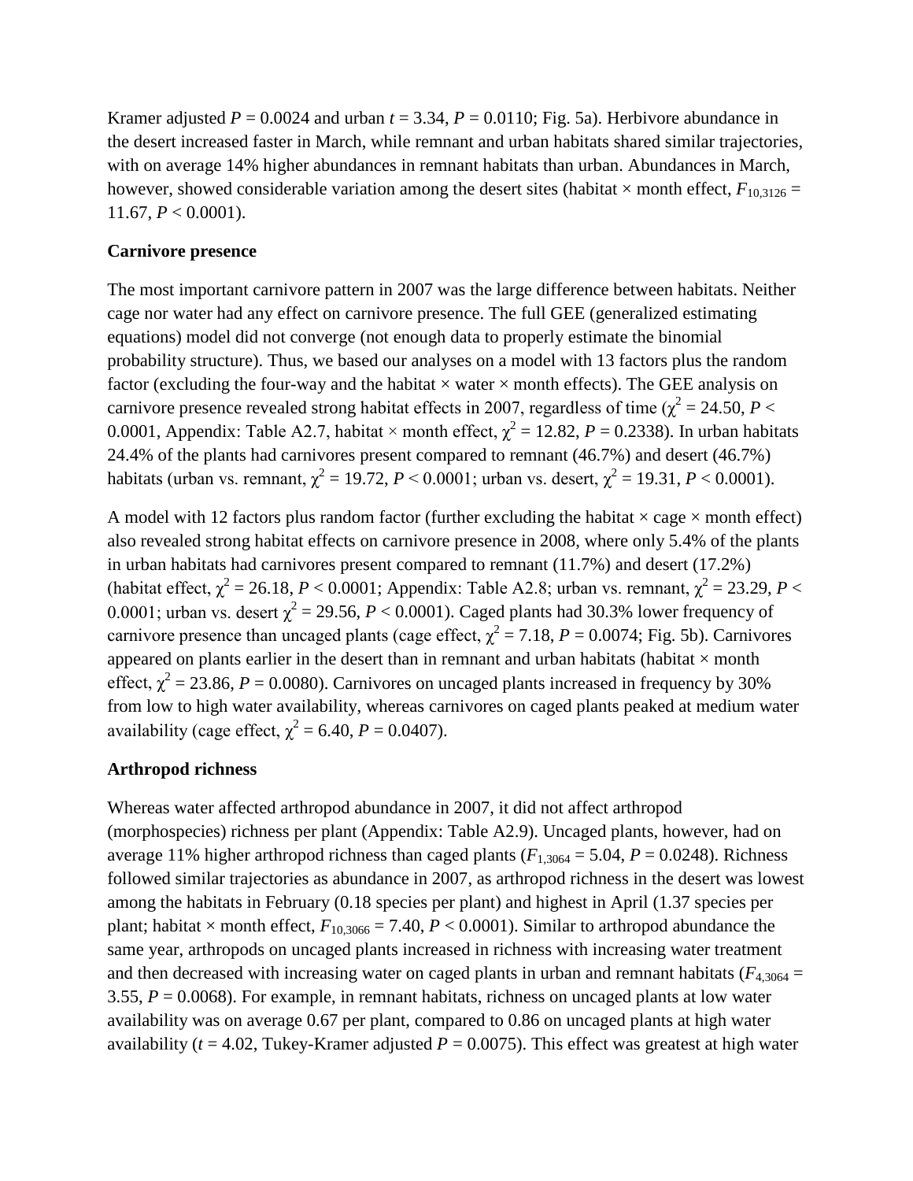Kramer adjusted $P = 0.0024$ and urban $t = 3.34$, $P = 0.0110$; Fig. 5a). Herbivore abundance in the desert increased faster in March, while remnant and urban habitats shared similar trajectories, with on average 14% higher abundances in remnant habitats than urban. Abundances in March, however, showed considerable variation among the desert sites (habitat × month effect, $F_{10,3126} = 11.67$, $P < 0.0001$).

**Carnivore presence**

The most important carnivore pattern in 2007 was the large difference between habitats. Neither cage nor water had any effect on carnivore presence. The full GEE (generalized estimating equations) model did not converge (not enough data to properly estimate the binomial probability structure). Thus, we based our analyses on a model with 13 factors plus the random factor (excluding the four-way and the habitat × water × month effects). The GEE analysis on carnivore presence revealed strong habitat effects in 2007, regardless of time ($\chi^2 = 24.50$, $P < 0.0001$, Appendix: Table A2.7, habitat × month effect, $\chi^2 = 12.82$, $P = 0.2338$). In urban habitats 24.4% of the plants had carnivores present compared to remnant (46.7%) and desert (46.7%) habitats (urban vs. remnant, $\chi^2 = 19.72$, $P < 0.0001$; urban vs. desert, $\chi^2 = 19.31$, $P < 0.0001$).

A model with 12 factors plus random factor (further excluding the habitat × cage × month effect) also revealed strong habitat effects on carnivore presence in 2008, where only 5.4% of the plants in urban habitats had carnivores present compared to remnant (11.7%) and desert (17.2%) (habitat effect, $\chi^2 = 26.18$, $P < 0.0001$; Appendix: Table A2.8; urban vs. remnant, $\chi^2 = 23.29$, $P < 0.0001$; urban vs. desert $\chi^2 = 29.56$, $P < 0.0001$). Caged plants had 30.3% lower frequency of carnivore presence than uncaged plants (cage effect, $\chi^2 = 7.18$, $P = 0.0074$; Fig. 5b). Carnivores appeared on plants earlier in the desert than in remnant and urban habitats (habitat × month effect, $\chi^2 = 23.86$, $P = 0.0080$). Carnivores on uncaged plants increased in frequency by 30% from low to high water availability, whereas carnivores on caged plants peaked at medium water availability (cage effect, $\chi^2 = 6.40$, $P = 0.0407$).

**Arthropod richness**

Whereas water affected arthropod abundance in 2007, it did not affect arthropod (morphospecies) richness per plant (Appendix: Table A2.9). Uncaged plants, however, had on average 11% higher arthropod richness than caged plants ($F_{1,3064} = 5.04$, $P = 0.0248$). Richness followed similar trajectories as abundance in 2007, as arthropod richness in the desert was lowest among the habitats in February (0.18 species per plant) and highest in April (1.37 species per plant; habitat × month effect, $F_{10,3066} = 7.40$, $P < 0.0001$). Similar to arthropod abundance the same year, arthropods on uncaged plants increased in richness with increasing water treatment and then decreased with increasing water on caged plants in urban and remnant habitats ($F_{4,3064} = 3.55$, $P = 0.0068$). For example, in remnant habitats, richness on uncaged plants at low water availability was on average 0.67 per plant, compared to 0.86 on uncaged plants at high water availability ($t = 4.02$, Tukey-Kramer adjusted $P = 0.0075$). This effect was greatest at high water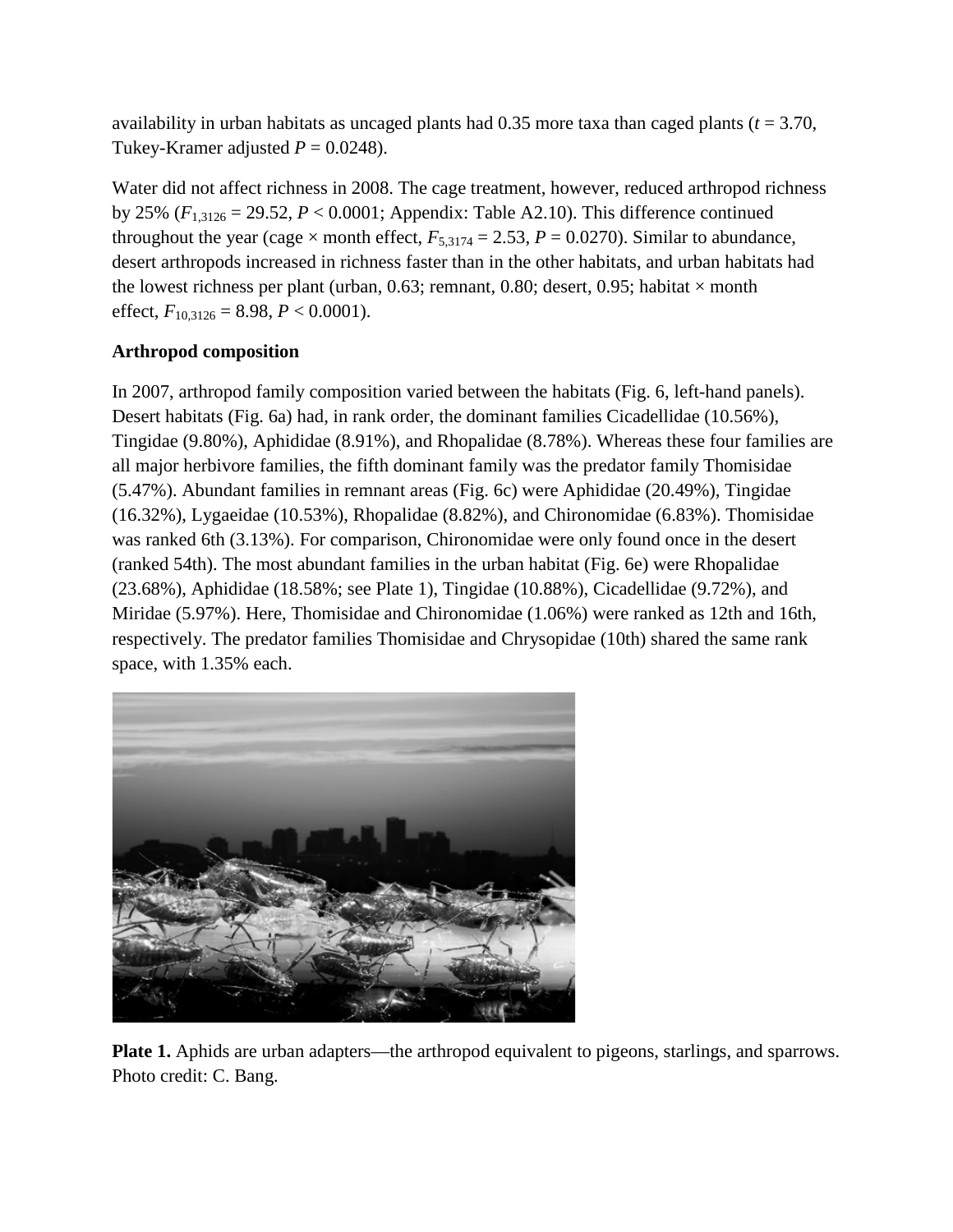availability in urban habitats as uncaged plants had 0.35 more taxa than caged plants ($t$ = 3.70, Tukey-Kramer adjusted $P$ = 0.0248).

Water did not affect richness in 2008. The cage treatment, however, reduced arthropod richness by 25% ($F_{1,3126}$ = 29.52, $P$ < 0.0001; Appendix: Table A2.10). This difference continued throughout the year (cage × month effect, $F_{5,3174}$ = 2.53, $P$ = 0.0270). Similar to abundance, desert arthropods increased in richness faster than in the other habitats, and urban habitats had the lowest richness per plant (urban, 0.63; remnant, 0.80; desert, 0.95; habitat × month effect, $F_{10,3126}$ = 8.98, $P$ < 0.0001).

### Arthropod composition

In 2007, arthropod family composition varied between the habitats (Fig. 6, left-hand panels). Desert habitats (Fig. 6a) had, in rank order, the dominant families Cicadellidae (10.56%), Tingidae (9.80%), Aphididae (8.91%), and Rhopalidae (8.78%). Whereas these four families are all major herbivore families, the fifth dominant family was the predator family Thomisidae (5.47%). Abundant families in remnant areas (Fig. 6c) were Aphididae (20.49%), Tingidae (16.32%), Lygaeidae (10.53%), Rhopalidae (8.82%), and Chironomidae (6.83%). Thomisidae was ranked 6th (3.13%). For comparison, Chironomidae were only found once in the desert (ranked 54th). The most abundant families in the urban habitat (Fig. 6e) were Rhopalidae (23.68%), Aphididae (18.58%; see Plate 1), Tingidae (10.88%), Cicadellidae (9.72%), and Miridae (5.97%). Here, Thomisidae and Chironomidae (1.06%) were ranked as 12th and 16th, respectively. The predator families Thomisidae and Chrysopidae (10th) shared the same rank space, with 1.35% each.

**Plate 1.** Aphids are urban adapters—the arthropod equivalent to pigeons, starlings, and sparrows. Photo credit: C. Bang.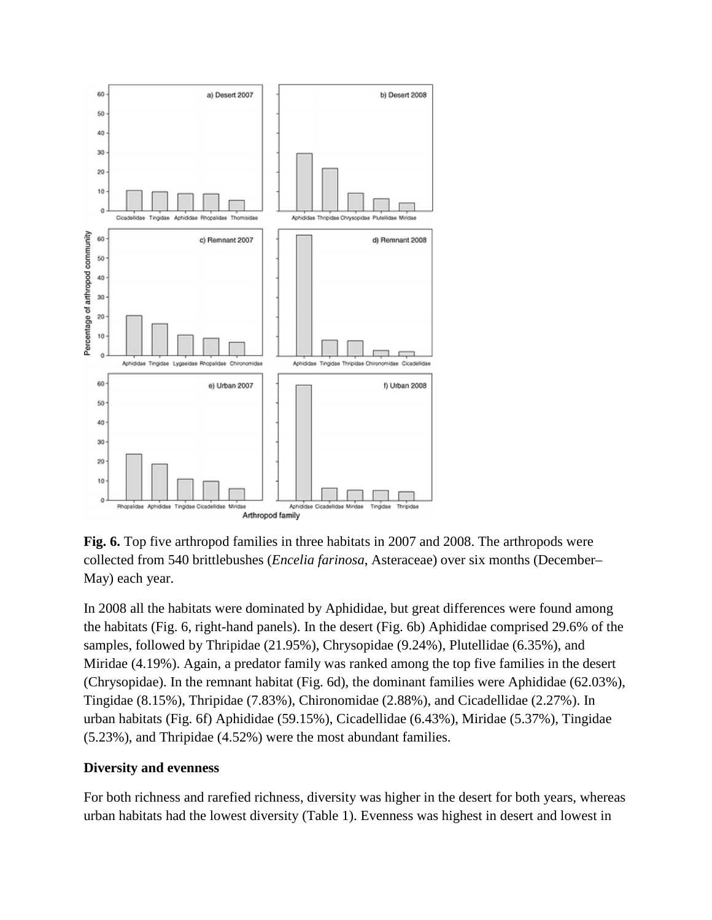**Fig. 6.** Top five arthropod families in three habitats in 2007 and 2008. The arthropods were collected from 540 brittlebushes (*Encelia farinosa*, Asteraceae) over six months (December–May) each year.

In 2008 all the habitats were dominated by Aphididae, but great differences were found among the habitats (Fig. 6, right-hand panels). In the desert (Fig. 6b) Aphididae comprised 29.6% of the samples, followed by Thripidae (21.95%), Chrysopidae (9.24%), Plutellidae (6.35%), and Miridae (4.19%). Again, a predator family was ranked among the top five families in the desert (Chrysopidae). In the remnant habitat (Fig. 6d), the dominant families were Aphididae (62.03%), Tingidae (8.15%), Thripidae (7.83%), Chironomidae (2.88%), and Cicadellidae (2.27%). In urban habitats (Fig. 6f) Aphididae (59.15%), Cicadellidae (6.43%), Miridae (5.37%), Tingidae (5.23%), and Thripidae (4.52%) were the most abundant families.

### Diversity and evenness

For both richness and rarefied richness, diversity was higher in the desert for both years, whereas urban habitats had the lowest diversity (Table 1). Evenness was highest in desert and lowest in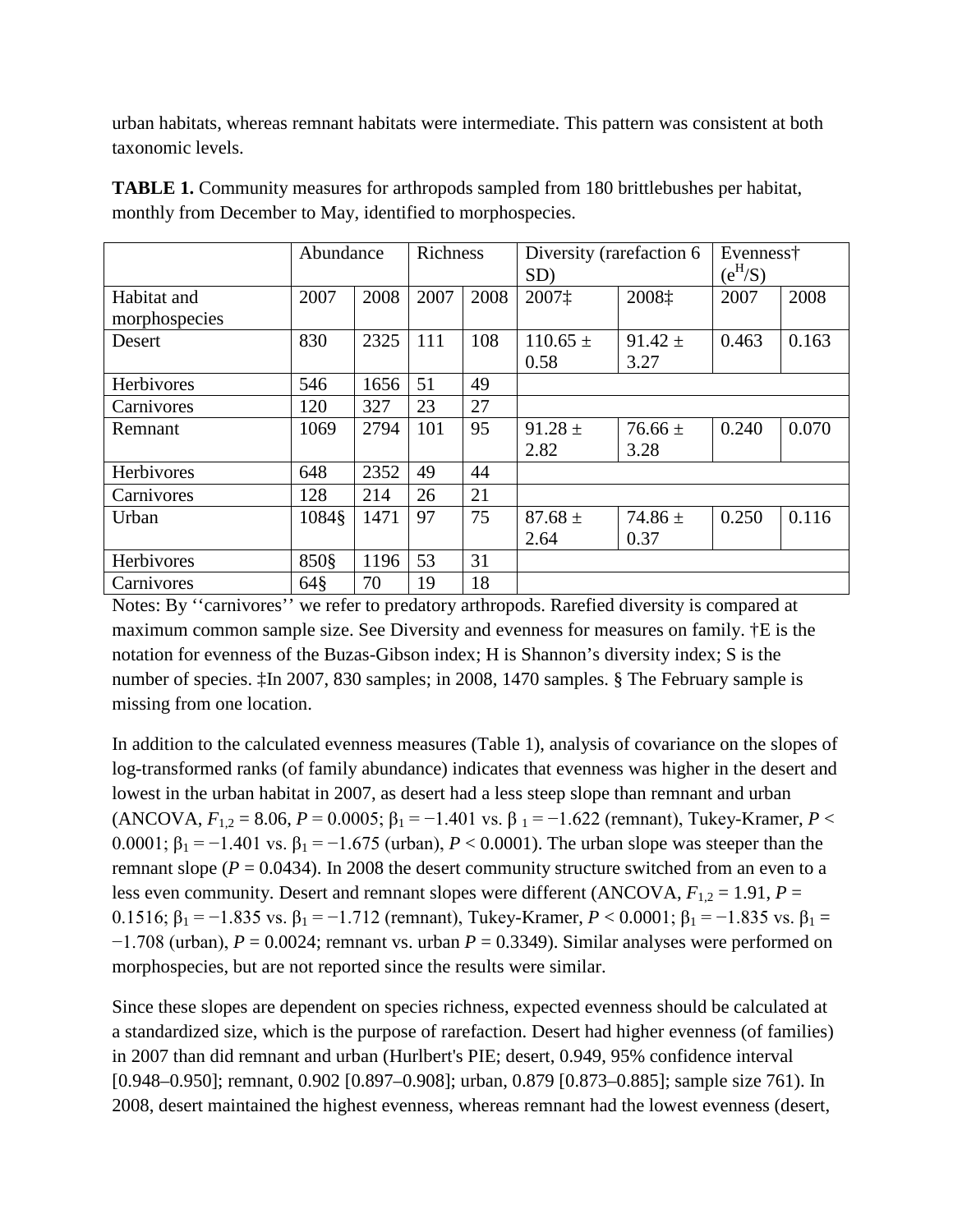urban habitats, whereas remnant habitats were intermediate. This pattern was consistent at both taxonomic levels.

**TABLE 1.** Community measures for arthropods sampled from 180 brittlebushes per habitat, monthly from December to May, identified to morphospecies.

| | Abundance | | Richness | | Diversity (rarefaction 6 SD) | | Evenness† ($e^H/S$) | |
|---|---|---|---|---|---|---|---|---|
| Habitat and morphospecies | 2007 | 2008 | 2007 | 2008 | 2007‡ | 2008‡ | 2007 | 2008 |
| Desert | 830 | 2325 | 111 | 108 | 110.65 ± 0.58 | 91.42 ± 3.27 | 0.463 | 0.163 |
| Herbivores | 546 | 1656 | 51 | 49 | | | | |
| Carnivores | 120 | 327 | 23 | 27 | | | | |
| Remnant | 1069 | 2794 | 101 | 95 | 91.28 ± 2.82 | 76.66 ± 3.28 | 0.240 | 0.070 |
| Herbivores | 648 | 2352 | 49 | 44 | | | | |
| Carnivores | 128 | 214 | 26 | 21 | | | | |
| Urban | 1084§ | 1471 | 97 | 75 | 87.68 ± 2.64 | 74.86 ± 0.37 | 0.250 | 0.116 |
| Herbivores | 850§ | 1196 | 53 | 31 | | | | |
| Carnivores | 64§ | 70 | 19 | 18 | | | | |

Notes: By ''carnivores'' we refer to predatory arthropods. Rarefied diversity is compared at maximum common sample size. See Diversity and evenness for measures on family. †E is the notation for evenness of the Buzas-Gibson index; H is Shannon's diversity index; S is the number of species. ‡In 2007, 830 samples; in 2008, 1470 samples. § The February sample is missing from one location.

In addition to the calculated evenness measures (Table 1), analysis of covariance on the slopes of log-transformed ranks (of family abundance) indicates that evenness was higher in the desert and lowest in the urban habitat in 2007, as desert had a less steep slope than remnant and urban (ANCOVA, $F_{1,2} = 8.06$, $P = 0.0005$; $\beta_1 = -1.401$ vs. $\beta_1 = -1.622$ (remnant), Tukey-Kramer, $P < 0.0001$; $\beta_1 = -1.401$ vs. $\beta_1 = -1.675$ (urban), $P < 0.0001$). The urban slope was steeper than the remnant slope ($P = 0.0434$). In 2008 the desert community structure switched from an even to a less even community. Desert and remnant slopes were different (ANCOVA, $F_{1,2} = 1.91$, $P = 0.1516$; $\beta_1 = -1.835$ vs. $\beta_1 = -1.712$ (remnant), Tukey-Kramer, $P < 0.0001$; $\beta_1 = -1.835$ vs. $\beta_1 = -1.708$ (urban), $P = 0.0024$; remnant vs. urban $P = 0.3349$). Similar analyses were performed on morphospecies, but are not reported since the results were similar.

Since these slopes are dependent on species richness, expected evenness should be calculated at a standardized size, which is the purpose of rarefaction. Desert had higher evenness (of families) in 2007 than did remnant and urban (Hurlbert's PIE; desert, 0.949, 95% confidence interval [0.948–0.950]; remnant, 0.902 [0.897–0.908]; urban, 0.879 [0.873–0.885]; sample size 761). In 2008, desert maintained the highest evenness, whereas remnant had the lowest evenness (desert,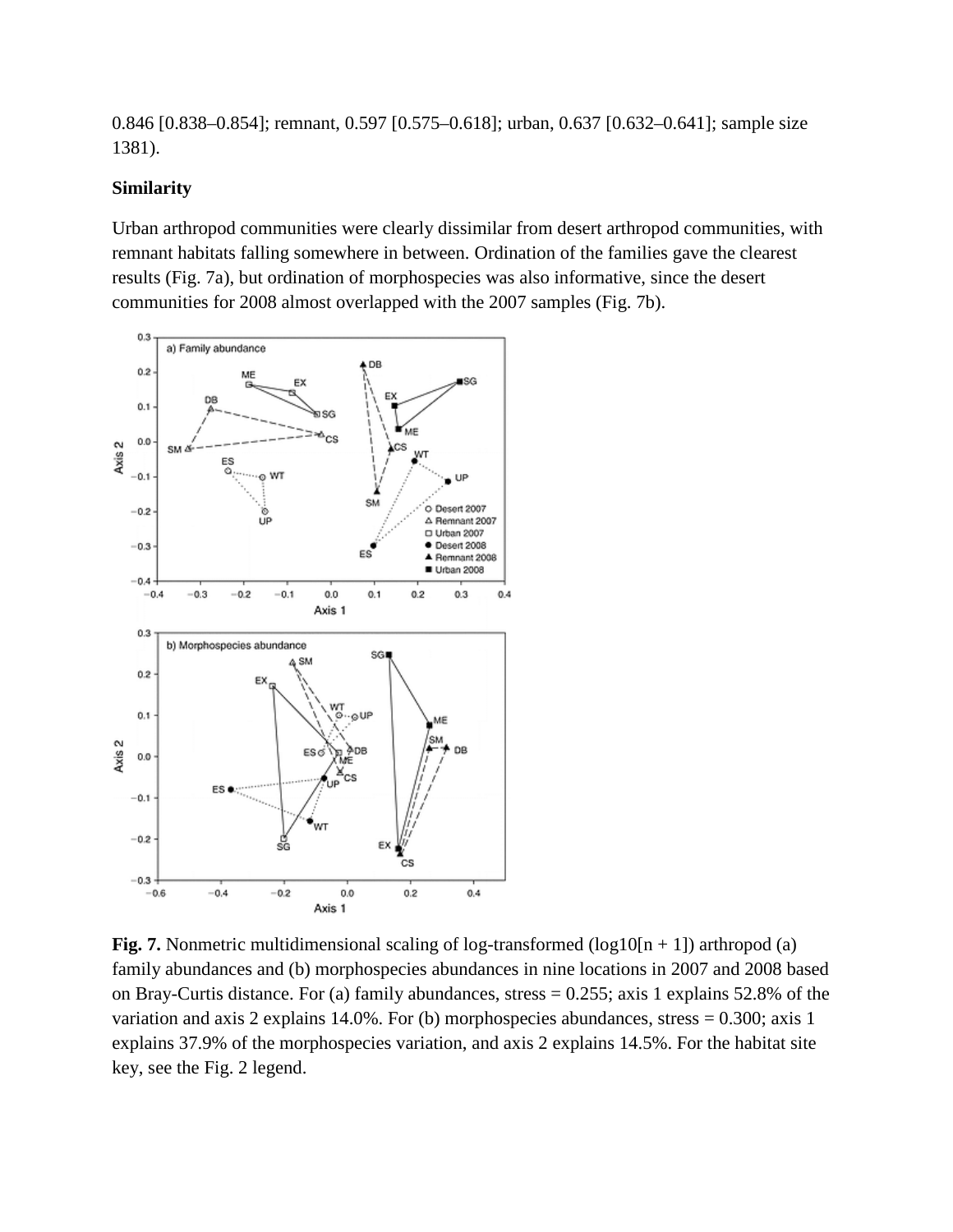0.846 [0.838–0.854]; remnant, 0.597 [0.575–0.618]; urban, 0.637 [0.632–0.641]; sample size 1381).

**Similarity**

Urban arthropod communities were clearly dissimilar from desert arthropod communities, with remnant habitats falling somewhere in between. Ordination of the families gave the clearest results (Fig. 7a), but ordination of morphospecies was also informative, since the desert communities for 2008 almost overlapped with the 2007 samples (Fig. 7b).

**Fig. 7.** Nonmetric multidimensional scaling of log-transformed ($\log10[n + 1]$) arthropod (a) family abundances and (b) morphospecies abundances in nine locations in 2007 and 2008 based on Bray-Curtis distance. For (a) family abundances, stress = 0.255; axis 1 explains 52.8% of the variation and axis 2 explains 14.0%. For (b) morphospecies abundances, stress = 0.300; axis 1 explains 37.9% of the morphospecies variation, and axis 2 explains 14.5%. For the habitat site key, see the Fig. 2 legend.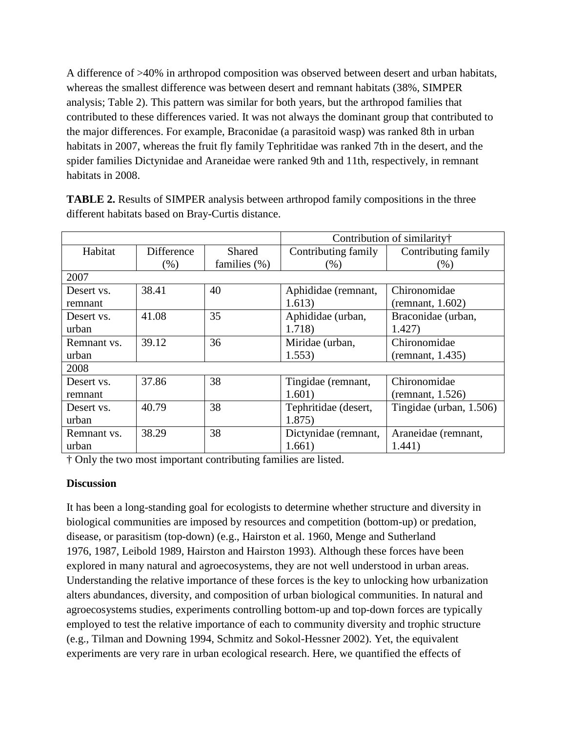A difference of >40% in arthropod composition was observed between desert and urban habitats, whereas the smallest difference was between desert and remnant habitats (38%, SIMPER analysis; Table 2). This pattern was similar for both years, but the arthropod families that contributed to these differences varied. It was not always the dominant group that contributed to the major differences. For example, Braconidae (a parasitoid wasp) was ranked 8th in urban habitats in 2007, whereas the fruit fly family Tephritidae was ranked 7th in the desert, and the spider families Dictynidae and Araneidae were ranked 9th and 11th, respectively, in remnant habitats in 2008.

**TABLE 2.** Results of SIMPER analysis between arthropod family compositions in the three different habitats based on Bray-Curtis distance.

| | | | Contribution of similarity† | |
|---|---|---|---|---|
| Habitat | Difference (%) | Shared families (%) | Contributing family (%) | Contributing family (%) |
| 2007 | | | | |
| Desert vs. remnant | 38.41 | 40 | Aphididae (remnant, 1.613) | Chironomidae (remnant, 1.602) |
| Desert vs. urban | 41.08 | 35 | Aphididae (urban, 1.718) | Braconidae (urban, 1.427) |
| Remnant vs. urban | 39.12 | 36 | Miridae (urban, 1.553) | Chironomidae (remnant, 1.435) |
| 2008 | | | | |
| Desert vs. remnant | 37.86 | 38 | Tingidae (remnant, 1.601) | Chironomidae (remnant, 1.526) |
| Desert vs. urban | 40.79 | 38 | Tephritidae (desert, 1.875) | Tingidae (urban, 1.506) |
| Remnant vs. urban | 38.29 | 38 | Dictynidae (remnant, 1.661) | Araneidae (remnant, 1.441) |

† Only the two most important contributing families are listed.

**Discussion**

It has been a long-standing goal for ecologists to determine whether structure and diversity in biological communities are imposed by resources and competition (bottom-up) or predation, disease, or parasitism (top-down) (e.g., Hairston et al. 1960, Menge and Sutherland 1976, 1987, Leibold 1989, Hairston and Hairston 1993). Although these forces have been explored in many natural and agroecosystems, they are not well understood in urban areas. Understanding the relative importance of these forces is the key to unlocking how urbanization alters abundances, diversity, and composition of urban biological communities. In natural and agroecosystems studies, experiments controlling bottom-up and top-down forces are typically employed to test the relative importance of each to community diversity and trophic structure (e.g., Tilman and Downing 1994, Schmitz and Sokol-Hessner 2002). Yet, the equivalent experiments are very rare in urban ecological research. Here, we quantified the effects of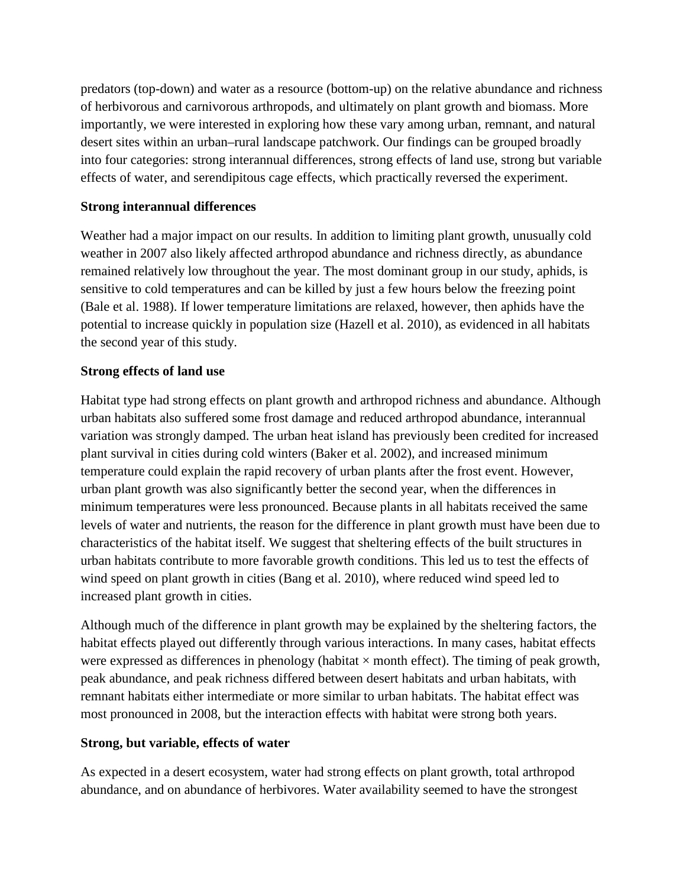predators (top-down) and water as a resource (bottom-up) on the relative abundance and richness of herbivorous and carnivorous arthropods, and ultimately on plant growth and biomass. More importantly, we were interested in exploring how these vary among urban, remnant, and natural desert sites within an urban–rural landscape patchwork. Our findings can be grouped broadly into four categories: strong interannual differences, strong effects of land use, strong but variable effects of water, and serendipitous cage effects, which practically reversed the experiment.

**Strong interannual differences**

Weather had a major impact on our results. In addition to limiting plant growth, unusually cold weather in 2007 also likely affected arthropod abundance and richness directly, as abundance remained relatively low throughout the year. The most dominant group in our study, aphids, is sensitive to cold temperatures and can be killed by just a few hours below the freezing point (Bale et al. 1988). If lower temperature limitations are relaxed, however, then aphids have the potential to increase quickly in population size (Hazell et al. 2010), as evidenced in all habitats the second year of this study.

**Strong effects of land use**

Habitat type had strong effects on plant growth and arthropod richness and abundance. Although urban habitats also suffered some frost damage and reduced arthropod abundance, interannual variation was strongly damped. The urban heat island has previously been credited for increased plant survival in cities during cold winters (Baker et al. 2002), and increased minimum temperature could explain the rapid recovery of urban plants after the frost event. However, urban plant growth was also significantly better the second year, when the differences in minimum temperatures were less pronounced. Because plants in all habitats received the same levels of water and nutrients, the reason for the difference in plant growth must have been due to characteristics of the habitat itself. We suggest that sheltering effects of the built structures in urban habitats contribute to more favorable growth conditions. This led us to test the effects of wind speed on plant growth in cities (Bang et al. 2010), where reduced wind speed led to increased plant growth in cities.

Although much of the difference in plant growth may be explained by the sheltering factors, the habitat effects played out differently through various interactions. In many cases, habitat effects were expressed as differences in phenology (habitat × month effect). The timing of peak growth, peak abundance, and peak richness differed between desert habitats and urban habitats, with remnant habitats either intermediate or more similar to urban habitats. The habitat effect was most pronounced in 2008, but the interaction effects with habitat were strong both years.

**Strong, but variable, effects of water**

As expected in a desert ecosystem, water had strong effects on plant growth, total arthropod abundance, and on abundance of herbivores. Water availability seemed to have the strongest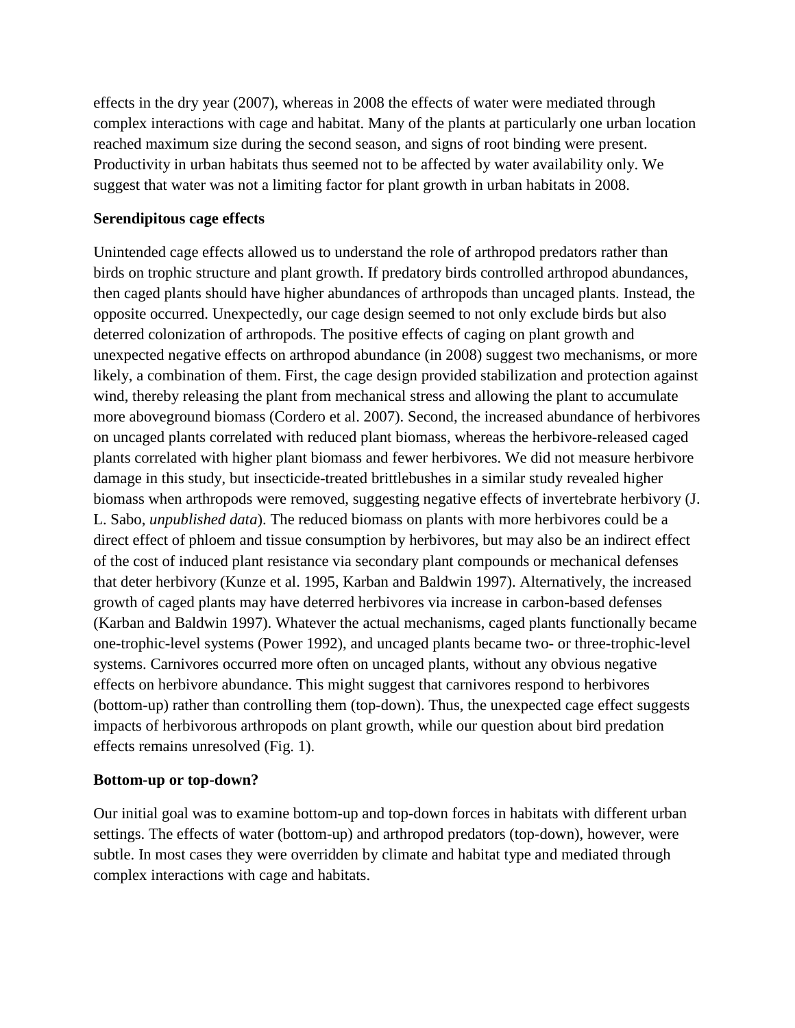effects in the dry year (2007), whereas in 2008 the effects of water were mediated through complex interactions with cage and habitat. Many of the plants at particularly one urban location reached maximum size during the second season, and signs of root binding were present. Productivity in urban habitats thus seemed not to be affected by water availability only. We suggest that water was not a limiting factor for plant growth in urban habitats in 2008.

**Serendipitous cage effects**

Unintended cage effects allowed us to understand the role of arthropod predators rather than birds on trophic structure and plant growth. If predatory birds controlled arthropod abundances, then caged plants should have higher abundances of arthropods than uncaged plants. Instead, the opposite occurred. Unexpectedly, our cage design seemed to not only exclude birds but also deterred colonization of arthropods. The positive effects of caging on plant growth and unexpected negative effects on arthropod abundance (in 2008) suggest two mechanisms, or more likely, a combination of them. First, the cage design provided stabilization and protection against wind, thereby releasing the plant from mechanical stress and allowing the plant to accumulate more aboveground biomass (Cordero et al. 2007). Second, the increased abundance of herbivores on uncaged plants correlated with reduced plant biomass, whereas the herbivore-released caged plants correlated with higher plant biomass and fewer herbivores. We did not measure herbivore damage in this study, but insecticide-treated brittlebushes in a similar study revealed higher biomass when arthropods were removed, suggesting negative effects of invertebrate herbivory (J. L. Sabo, *unpublished data*). The reduced biomass on plants with more herbivores could be a direct effect of phloem and tissue consumption by herbivores, but may also be an indirect effect of the cost of induced plant resistance via secondary plant compounds or mechanical defenses that deter herbivory (Kunze et al. 1995, Karban and Baldwin 1997). Alternatively, the increased growth of caged plants may have deterred herbivores via increase in carbon-based defenses (Karban and Baldwin 1997). Whatever the actual mechanisms, caged plants functionally became one-trophic-level systems (Power 1992), and uncaged plants became two- or three-trophic-level systems. Carnivores occurred more often on uncaged plants, without any obvious negative effects on herbivore abundance. This might suggest that carnivores respond to herbivores (bottom-up) rather than controlling them (top-down). Thus, the unexpected cage effect suggests impacts of herbivorous arthropods on plant growth, while our question about bird predation effects remains unresolved (Fig. 1).

**Bottom-up or top-down?**

Our initial goal was to examine bottom-up and top-down forces in habitats with different urban settings. The effects of water (bottom-up) and arthropod predators (top-down), however, were subtle. In most cases they were overridden by climate and habitat type and mediated through complex interactions with cage and habitats.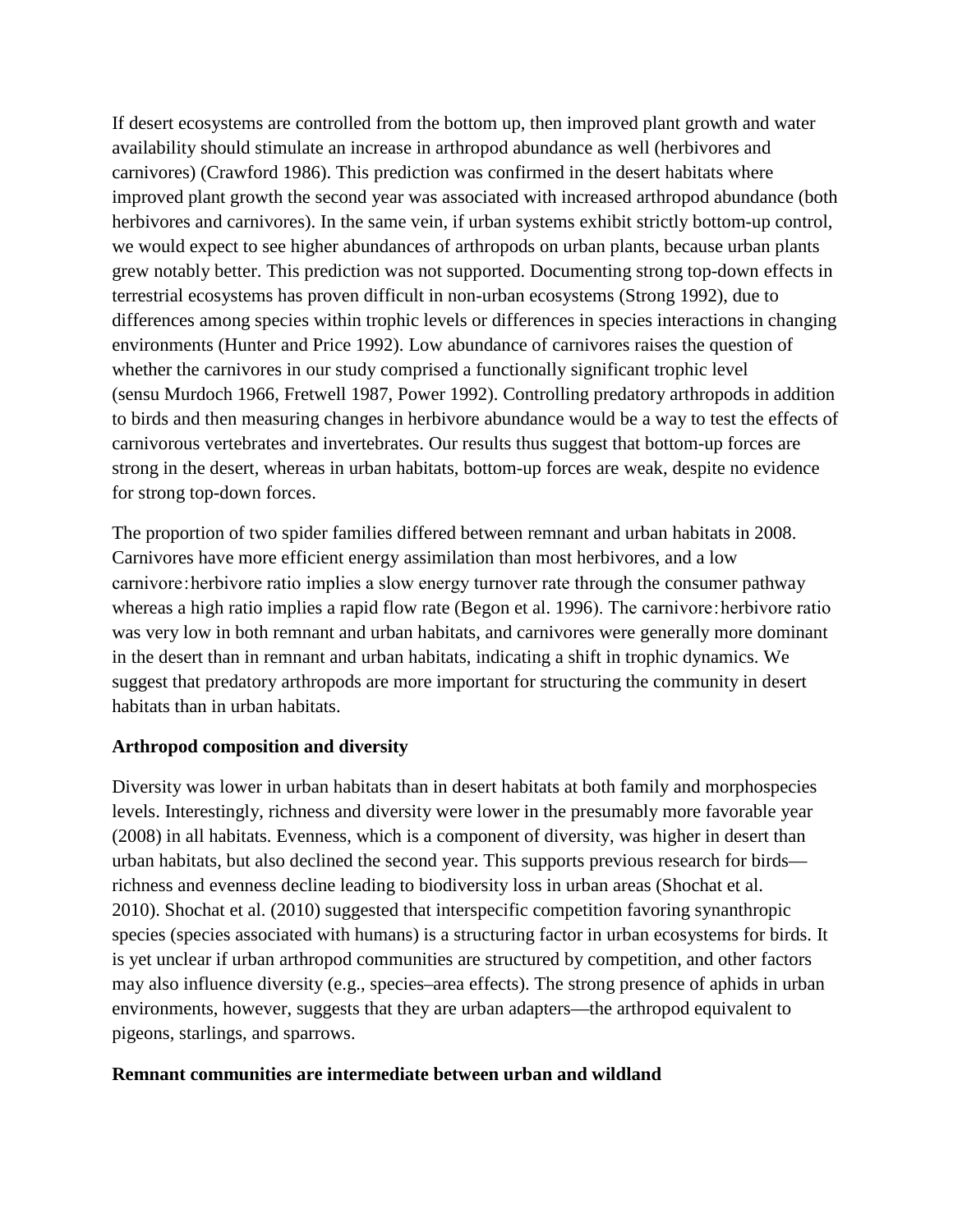If desert ecosystems are controlled from the bottom up, then improved plant growth and water availability should stimulate an increase in arthropod abundance as well (herbivores and carnivores) (Crawford 1986). This prediction was confirmed in the desert habitats where improved plant growth the second year was associated with increased arthropod abundance (both herbivores and carnivores). In the same vein, if urban systems exhibit strictly bottom-up control, we would expect to see higher abundances of arthropods on urban plants, because urban plants grew notably better. This prediction was not supported. Documenting strong top-down effects in terrestrial ecosystems has proven difficult in non-urban ecosystems (Strong 1992), due to differences among species within trophic levels or differences in species interactions in changing environments (Hunter and Price 1992). Low abundance of carnivores raises the question of whether the carnivores in our study comprised a functionally significant trophic level (sensu Murdoch 1966, Fretwell 1987, Power 1992). Controlling predatory arthropods in addition to birds and then measuring changes in herbivore abundance would be a way to test the effects of carnivorous vertebrates and invertebrates. Our results thus suggest that bottom-up forces are strong in the desert, whereas in urban habitats, bottom-up forces are weak, despite no evidence for strong top-down forces.

The proportion of two spider families differed between remnant and urban habitats in 2008. Carnivores have more efficient energy assimilation than most herbivores, and a low carnivore∶herbivore ratio implies a slow energy turnover rate through the consumer pathway whereas a high ratio implies a rapid flow rate (Begon et al. 1996). The carnivore∶herbivore ratio was very low in both remnant and urban habitats, and carnivores were generally more dominant in the desert than in remnant and urban habitats, indicating a shift in trophic dynamics. We suggest that predatory arthropods are more important for structuring the community in desert habitats than in urban habitats.

**Arthropod composition and diversity**

Diversity was lower in urban habitats than in desert habitats at both family and morphospecies levels. Interestingly, richness and diversity were lower in the presumably more favorable year (2008) in all habitats. Evenness, which is a component of diversity, was higher in desert than urban habitats, but also declined the second year. This supports previous research for birds—richness and evenness decline leading to biodiversity loss in urban areas (Shochat et al. 2010). Shochat et al. (2010) suggested that interspecific competition favoring synanthropic species (species associated with humans) is a structuring factor in urban ecosystems for birds. It is yet unclear if urban arthropod communities are structured by competition, and other factors may also influence diversity (e.g., species–area effects). The strong presence of aphids in urban environments, however, suggests that they are urban adapters—the arthropod equivalent to pigeons, starlings, and sparrows.

**Remnant communities are intermediate between urban and wildland**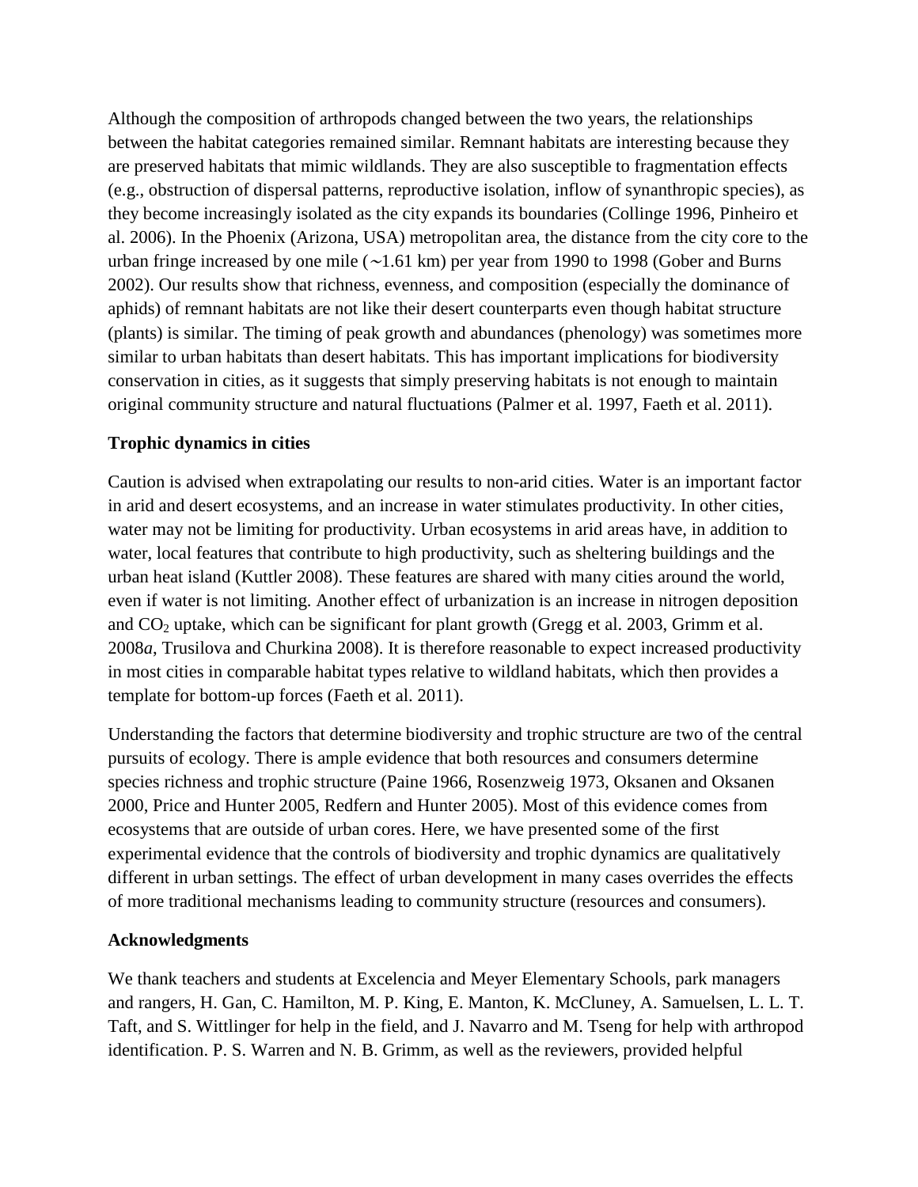Although the composition of arthropods changed between the two years, the relationships between the habitat categories remained similar. Remnant habitats are interesting because they are preserved habitats that mimic wildlands. They are also susceptible to fragmentation effects (e.g., obstruction of dispersal patterns, reproductive isolation, inflow of synanthropic species), as they become increasingly isolated as the city expands its boundaries (Collinge 1996, Pinheiro et al. 2006). In the Phoenix (Arizona, USA) metropolitan area, the distance from the city core to the urban fringe increased by one mile (∼1.61 km) per year from 1990 to 1998 (Gober and Burns 2002). Our results show that richness, evenness, and composition (especially the dominance of aphids) of remnant habitats are not like their desert counterparts even though habitat structure (plants) is similar. The timing of peak growth and abundances (phenology) was sometimes more similar to urban habitats than desert habitats. This has important implications for biodiversity conservation in cities, as it suggests that simply preserving habitats is not enough to maintain original community structure and natural fluctuations (Palmer et al. 1997, Faeth et al. 2011).

**Trophic dynamics in cities**

Caution is advised when extrapolating our results to non-arid cities. Water is an important factor in arid and desert ecosystems, and an increase in water stimulates productivity. In other cities, water may not be limiting for productivity. Urban ecosystems in arid areas have, in addition to water, local features that contribute to high productivity, such as sheltering buildings and the urban heat island (Kuttler 2008). These features are shared with many cities around the world, even if water is not limiting. Another effect of urbanization is an increase in nitrogen deposition and $CO_2$ uptake, which can be significant for plant growth (Gregg et al. 2003, Grimm et al. 2008*a*, Trusilova and Churkina 2008). It is therefore reasonable to expect increased productivity in most cities in comparable habitat types relative to wildland habitats, which then provides a template for bottom-up forces (Faeth et al. 2011).

Understanding the factors that determine biodiversity and trophic structure are two of the central pursuits of ecology. There is ample evidence that both resources and consumers determine species richness and trophic structure (Paine 1966, Rosenzweig 1973, Oksanen and Oksanen 2000, Price and Hunter 2005, Redfern and Hunter 2005). Most of this evidence comes from ecosystems that are outside of urban cores. Here, we have presented some of the first experimental evidence that the controls of biodiversity and trophic dynamics are qualitatively different in urban settings. The effect of urban development in many cases overrides the effects of more traditional mechanisms leading to community structure (resources and consumers).

**Acknowledgments**

We thank teachers and students at Excelencia and Meyer Elementary Schools, park managers and rangers, H. Gan, C. Hamilton, M. P. King, E. Manton, K. McCluney, A. Samuelsen, L. L. T. Taft, and S. Wittlinger for help in the field, and J. Navarro and M. Tseng for help with arthropod identification. P. S. Warren and N. B. Grimm, as well as the reviewers, provided helpful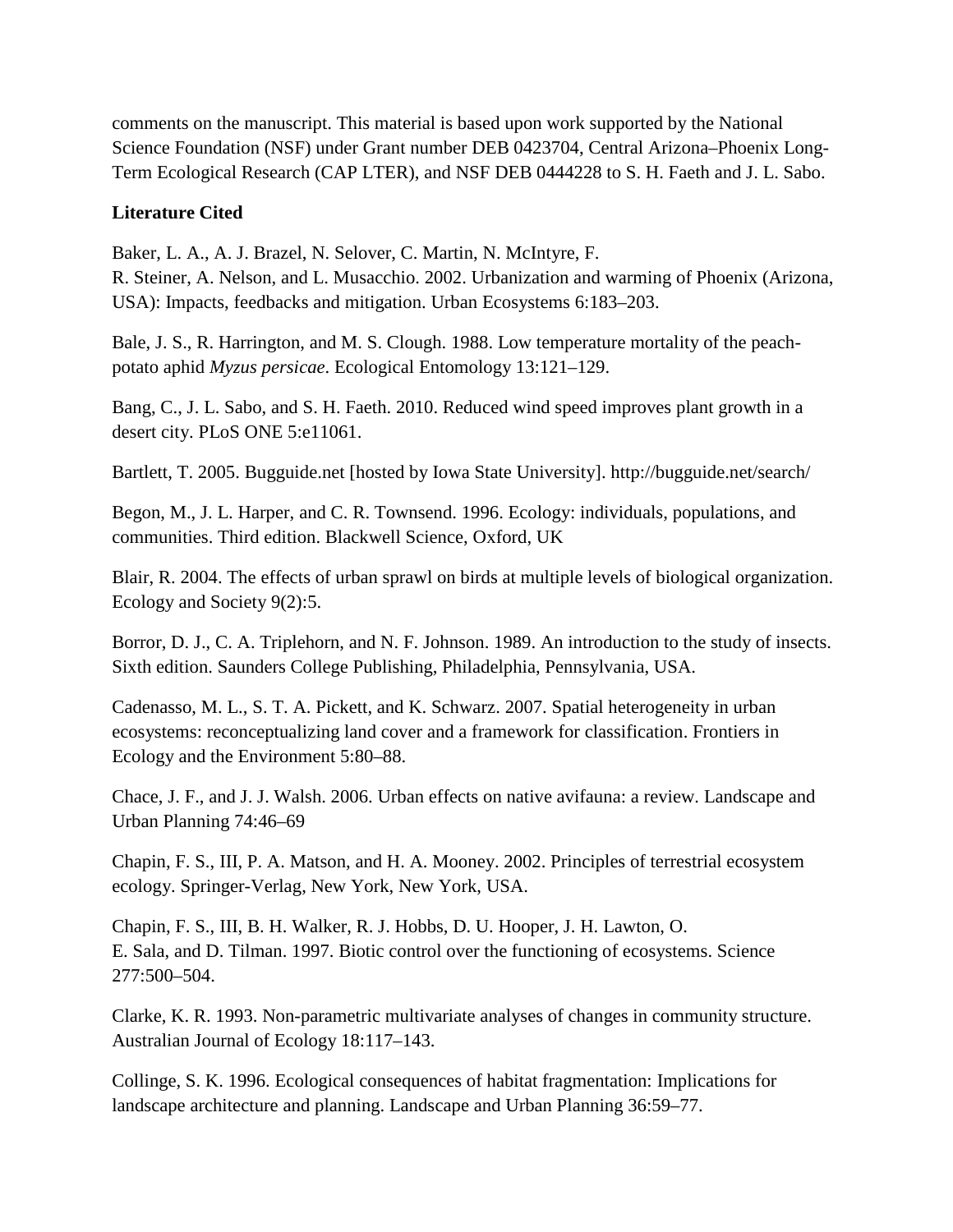comments on the manuscript. This material is based upon work supported by the National Science Foundation (NSF) under Grant number DEB 0423704, Central Arizona–Phoenix Long-Term Ecological Research (CAP LTER), and NSF DEB 0444228 to S. H. Faeth and J. L. Sabo.

**Literature Cited**

Baker, L. A., A. J. Brazel, N. Selover, C. Martin, N. McIntyre, F. R. Steiner, A. Nelson, and L. Musacchio. 2002. Urbanization and warming of Phoenix (Arizona, USA): Impacts, feedbacks and mitigation. Urban Ecosystems 6:183–203.

Bale, J. S., R. Harrington, and M. S. Clough. 1988. Low temperature mortality of the peach-potato aphid *Myzus persicae*. Ecological Entomology 13:121–129.

Bang, C., J. L. Sabo, and S. H. Faeth. 2010. Reduced wind speed improves plant growth in a desert city. PLoS ONE 5:e11061.

Bartlett, T. 2005. Bugguide.net [hosted by Iowa State University]. http://bugguide.net/search/

Begon, M., J. L. Harper, and C. R. Townsend. 1996. Ecology: individuals, populations, and communities. Third edition. Blackwell Science, Oxford, UK

Blair, R. 2004. The effects of urban sprawl on birds at multiple levels of biological organization. Ecology and Society 9(2):5.

Borror, D. J., C. A. Triplehorn, and N. F. Johnson. 1989. An introduction to the study of insects. Sixth edition. Saunders College Publishing, Philadelphia, Pennsylvania, USA.

Cadenasso, M. L., S. T. A. Pickett, and K. Schwarz. 2007. Spatial heterogeneity in urban ecosystems: reconceptualizing land cover and a framework for classification. Frontiers in Ecology and the Environment 5:80–88.

Chace, J. F., and J. J. Walsh. 2006. Urban effects on native avifauna: a review. Landscape and Urban Planning 74:46–69

Chapin, F. S., III, P. A. Matson, and H. A. Mooney. 2002. Principles of terrestrial ecosystem ecology. Springer-Verlag, New York, New York, USA.

Chapin, F. S., III, B. H. Walker, R. J. Hobbs, D. U. Hooper, J. H. Lawton, O. E. Sala, and D. Tilman. 1997. Biotic control over the functioning of ecosystems. Science 277:500–504.

Clarke, K. R. 1993. Non-parametric multivariate analyses of changes in community structure. Australian Journal of Ecology 18:117–143.

Collinge, S. K. 1996. Ecological consequences of habitat fragmentation: Implications for landscape architecture and planning. Landscape and Urban Planning 36:59–77.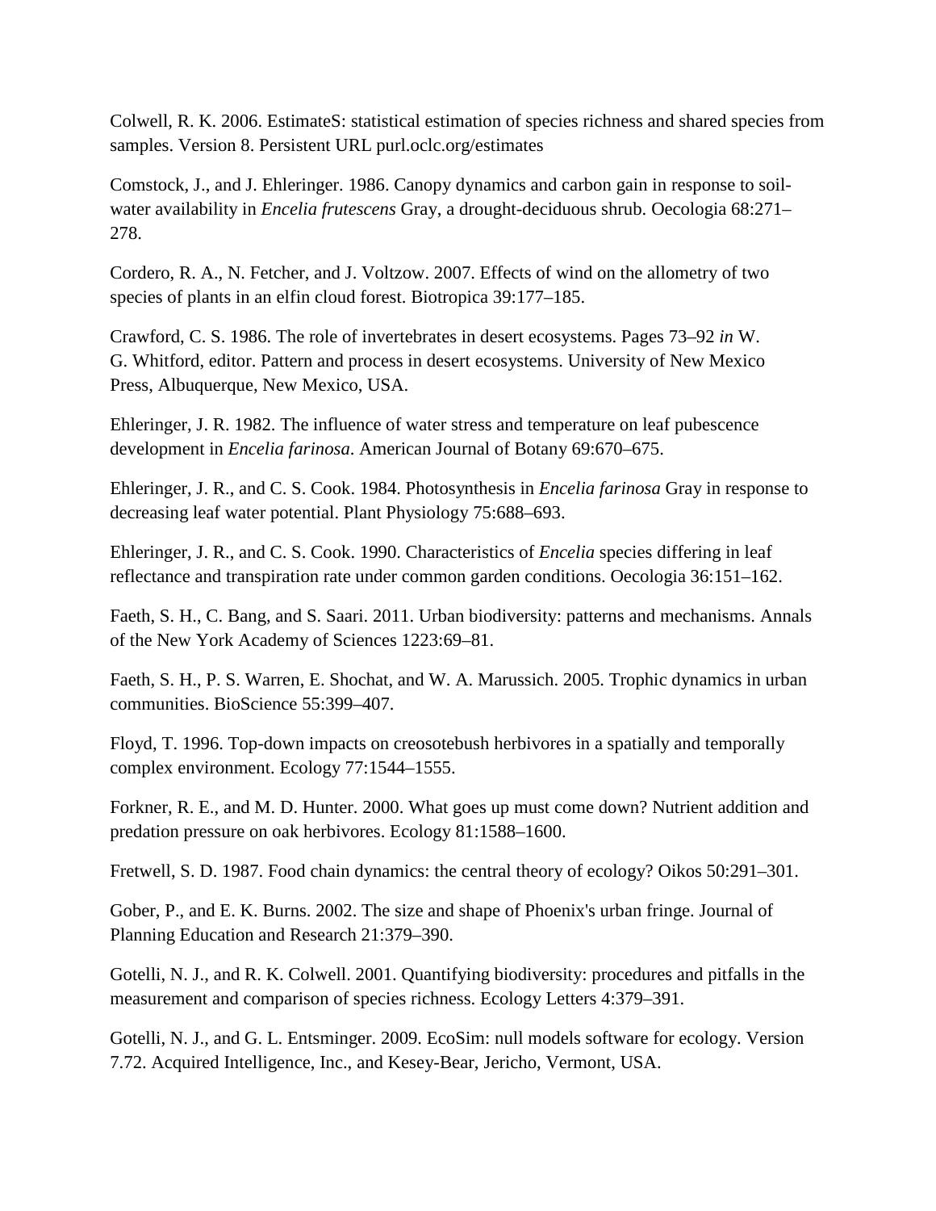Colwell, R. K. 2006. EstimateS: statistical estimation of species richness and shared species from samples. Version 8. Persistent URL purl.oclc.org/estimates

Comstock, J., and J. Ehleringer. 1986. Canopy dynamics and carbon gain in response to soil-water availability in *Encelia frutescens* Gray, a drought-deciduous shrub. Oecologia 68:271–278.

Cordero, R. A., N. Fetcher, and J. Voltzow. 2007. Effects of wind on the allometry of two species of plants in an elfin cloud forest. Biotropica 39:177–185.

Crawford, C. S. 1986. The role of invertebrates in desert ecosystems. Pages 73–92 *in* W. G. Whitford, editor. Pattern and process in desert ecosystems. University of New Mexico Press, Albuquerque, New Mexico, USA.

Ehleringer, J. R. 1982. The influence of water stress and temperature on leaf pubescence development in *Encelia farinosa*. American Journal of Botany 69:670–675.

Ehleringer, J. R., and C. S. Cook. 1984. Photosynthesis in *Encelia farinosa* Gray in response to decreasing leaf water potential. Plant Physiology 75:688–693.

Ehleringer, J. R., and C. S. Cook. 1990. Characteristics of *Encelia* species differing in leaf reflectance and transpiration rate under common garden conditions. Oecologia 36:151–162.

Faeth, S. H., C. Bang, and S. Saari. 2011. Urban biodiversity: patterns and mechanisms. Annals of the New York Academy of Sciences 1223:69–81.

Faeth, S. H., P. S. Warren, E. Shochat, and W. A. Marussich. 2005. Trophic dynamics in urban communities. BioScience 55:399–407.

Floyd, T. 1996. Top-down impacts on creosotebush herbivores in a spatially and temporally complex environment. Ecology 77:1544–1555.

Forkner, R. E., and M. D. Hunter. 2000. What goes up must come down? Nutrient addition and predation pressure on oak herbivores. Ecology 81:1588–1600.

Fretwell, S. D. 1987. Food chain dynamics: the central theory of ecology? Oikos 50:291–301.

Gober, P., and E. K. Burns. 2002. The size and shape of Phoenix's urban fringe. Journal of Planning Education and Research 21:379–390.

Gotelli, N. J., and R. K. Colwell. 2001. Quantifying biodiversity: procedures and pitfalls in the measurement and comparison of species richness. Ecology Letters 4:379–391.

Gotelli, N. J., and G. L. Entsminger. 2009. EcoSim: null models software for ecology. Version 7.72. Acquired Intelligence, Inc., and Kesey-Bear, Jericho, Vermont, USA.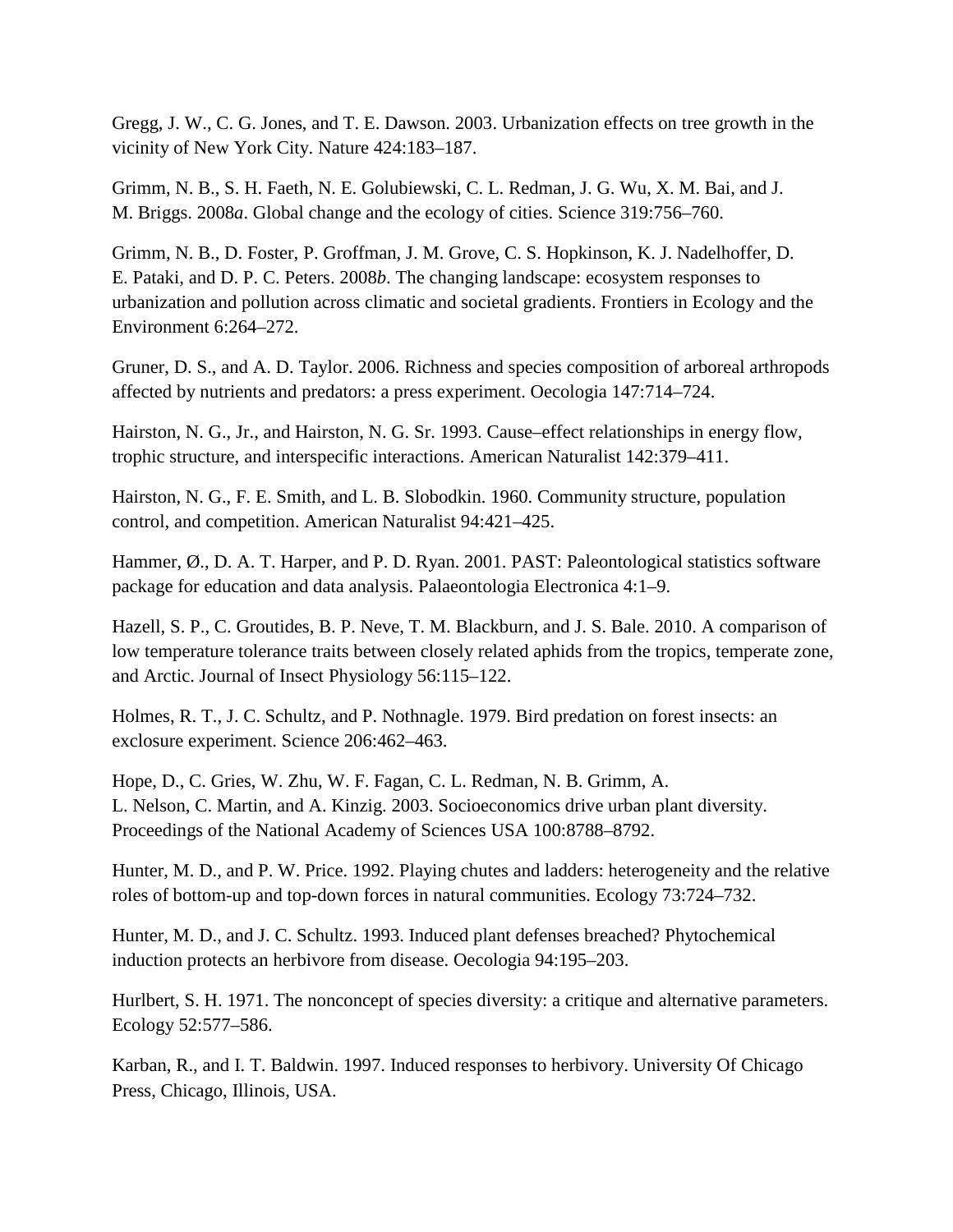Gregg, J. W., C. G. Jones, and T. E. Dawson. 2003. Urbanization effects on tree growth in the vicinity of New York City. Nature 424:183–187.

Grimm, N. B., S. H. Faeth, N. E. Golubiewski, C. L. Redman, J. G. Wu, X. M. Bai, and J. M. Briggs. 2008*a*. Global change and the ecology of cities. Science 319:756–760.

Grimm, N. B., D. Foster, P. Groffman, J. M. Grove, C. S. Hopkinson, K. J. Nadelhoffer, D. E. Pataki, and D. P. C. Peters. 2008*b*. The changing landscape: ecosystem responses to urbanization and pollution across climatic and societal gradients. Frontiers in Ecology and the Environment 6:264–272.

Gruner, D. S., and A. D. Taylor. 2006. Richness and species composition of arboreal arthropods affected by nutrients and predators: a press experiment. Oecologia 147:714–724.

Hairston, N. G., Jr., and Hairston, N. G. Sr. 1993. Cause–effect relationships in energy flow, trophic structure, and interspecific interactions. American Naturalist 142:379–411.

Hairston, N. G., F. E. Smith, and L. B. Slobodkin. 1960. Community structure, population control, and competition. American Naturalist 94:421–425.

Hammer, Ø., D. A. T. Harper, and P. D. Ryan. 2001. PAST: Paleontological statistics software package for education and data analysis. Palaeontologia Electronica 4:1–9.

Hazell, S. P., C. Groutides, B. P. Neve, T. M. Blackburn, and J. S. Bale. 2010. A comparison of low temperature tolerance traits between closely related aphids from the tropics, temperate zone, and Arctic. Journal of Insect Physiology 56:115–122.

Holmes, R. T., J. C. Schultz, and P. Nothnagle. 1979. Bird predation on forest insects: an exclosure experiment. Science 206:462–463.

Hope, D., C. Gries, W. Zhu, W. F. Fagan, C. L. Redman, N. B. Grimm, A. L. Nelson, C. Martin, and A. Kinzig. 2003. Socioeconomics drive urban plant diversity. Proceedings of the National Academy of Sciences USA 100:8788–8792.

Hunter, M. D., and P. W. Price. 1992. Playing chutes and ladders: heterogeneity and the relative roles of bottom-up and top-down forces in natural communities. Ecology 73:724–732.

Hunter, M. D., and J. C. Schultz. 1993. Induced plant defenses breached? Phytochemical induction protects an herbivore from disease. Oecologia 94:195–203.

Hurlbert, S. H. 1971. The nonconcept of species diversity: a critique and alternative parameters. Ecology 52:577–586.

Karban, R., and I. T. Baldwin. 1997. Induced responses to herbivory. University Of Chicago Press, Chicago, Illinois, USA.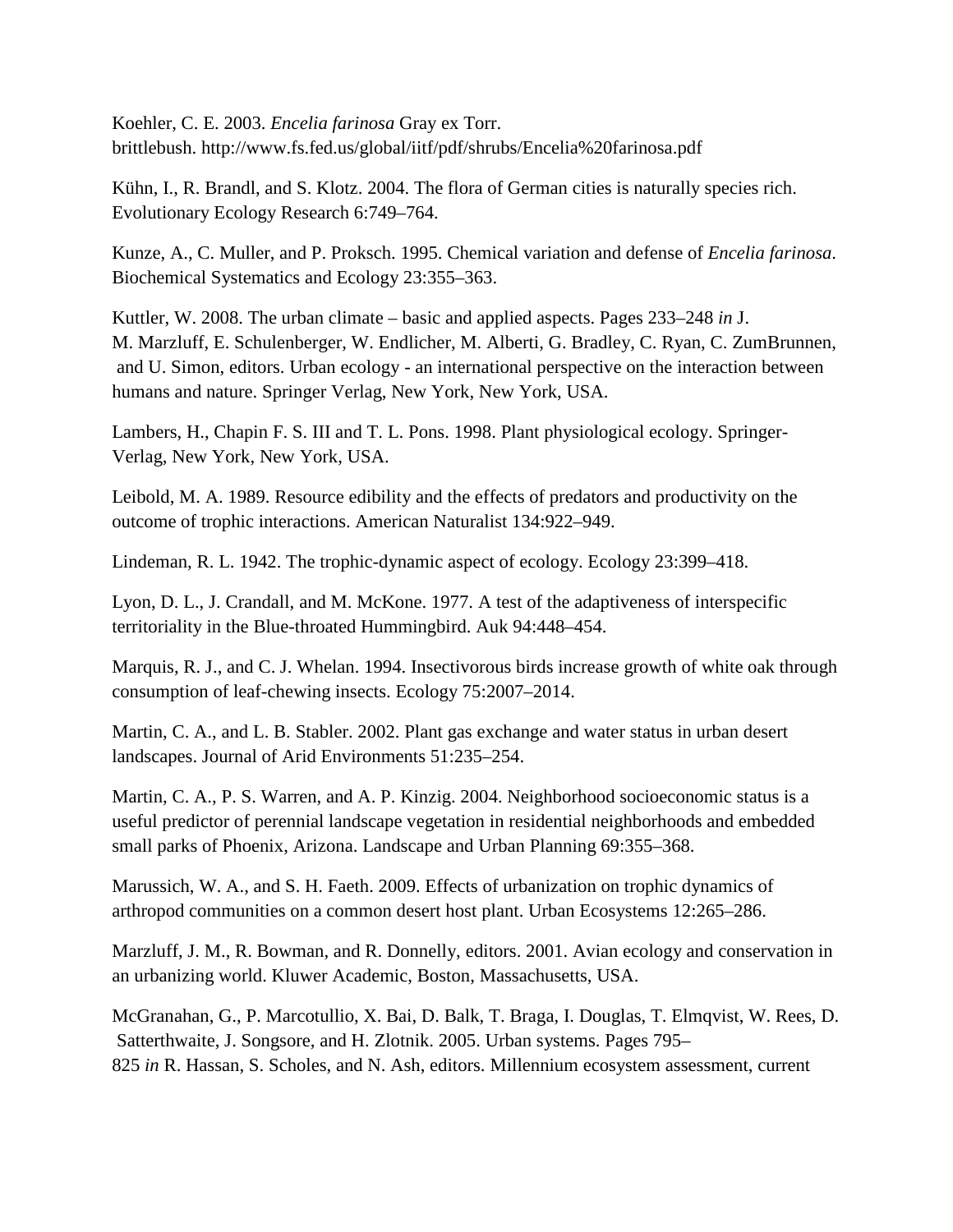Koehler, C. E. 2003. *Encelia farinosa* Gray ex Torr. brittlebush. http://www.fs.fed.us/global/iitf/pdf/shrubs/Encelia%20farinosa.pdf

Kühn, I., R. Brandl, and S. Klotz. 2004. The flora of German cities is naturally species rich. Evolutionary Ecology Research 6:749–764.

Kunze, A., C. Muller, and P. Proksch. 1995. Chemical variation and defense of *Encelia farinosa*. Biochemical Systematics and Ecology 23:355–363.

Kuttler, W. 2008. The urban climate – basic and applied aspects. Pages 233–248 *in* J. M. Marzluff, E. Schulenberger, W. Endlicher, M. Alberti, G. Bradley, C. Ryan, C. ZumBrunnen, and U. Simon, editors. Urban ecology - an international perspective on the interaction between humans and nature. Springer Verlag, New York, New York, USA.

Lambers, H., Chapin F. S. III and T. L. Pons. 1998. Plant physiological ecology. Springer-Verlag, New York, New York, USA.

Leibold, M. A. 1989. Resource edibility and the effects of predators and productivity on the outcome of trophic interactions. American Naturalist 134:922–949.

Lindeman, R. L. 1942. The trophic-dynamic aspect of ecology. Ecology 23:399–418.

Lyon, D. L., J. Crandall, and M. McKone. 1977. A test of the adaptiveness of interspecific territoriality in the Blue-throated Hummingbird. Auk 94:448–454.

Marquis, R. J., and C. J. Whelan. 1994. Insectivorous birds increase growth of white oak through consumption of leaf-chewing insects. Ecology 75:2007–2014.

Martin, C. A., and L. B. Stabler. 2002. Plant gas exchange and water status in urban desert landscapes. Journal of Arid Environments 51:235–254.

Martin, C. A., P. S. Warren, and A. P. Kinzig. 2004. Neighborhood socioeconomic status is a useful predictor of perennial landscape vegetation in residential neighborhoods and embedded small parks of Phoenix, Arizona. Landscape and Urban Planning 69:355–368.

Marussich, W. A., and S. H. Faeth. 2009. Effects of urbanization on trophic dynamics of arthropod communities on a common desert host plant. Urban Ecosystems 12:265–286.

Marzluff, J. M., R. Bowman, and R. Donnelly, editors. 2001. Avian ecology and conservation in an urbanizing world. Kluwer Academic, Boston, Massachusetts, USA.

McGranahan, G., P. Marcotullio, X. Bai, D. Balk, T. Braga, I. Douglas, T. Elmqvist, W. Rees, D. Satterthwaite, J. Songsore, and H. Zlotnik. 2005. Urban systems. Pages 795–825 *in* R. Hassan, S. Scholes, and N. Ash, editors. Millennium ecosystem assessment, current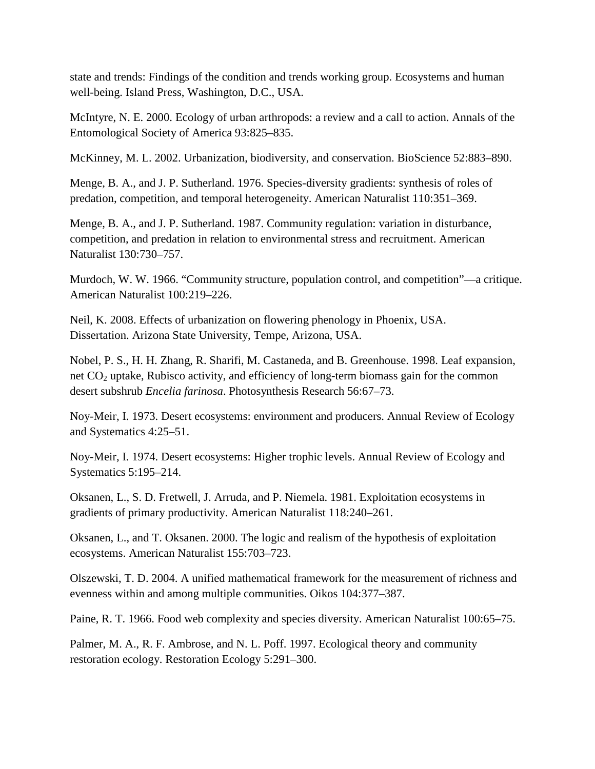state and trends: Findings of the condition and trends working group. Ecosystems and human well-being. Island Press, Washington, D.C., USA.

McIntyre, N. E. 2000. Ecology of urban arthropods: a review and a call to action. Annals of the Entomological Society of America 93:825–835.

McKinney, M. L. 2002. Urbanization, biodiversity, and conservation. BioScience 52:883–890.

Menge, B. A., and J. P. Sutherland. 1976. Species-diversity gradients: synthesis of roles of predation, competition, and temporal heterogeneity. American Naturalist 110:351–369.

Menge, B. A., and J. P. Sutherland. 1987. Community regulation: variation in disturbance, competition, and predation in relation to environmental stress and recruitment. American Naturalist 130:730–757.

Murdoch, W. W. 1966. "Community structure, population control, and competition"—a critique. American Naturalist 100:219–226.

Neil, K. 2008. Effects of urbanization on flowering phenology in Phoenix, USA. Dissertation. Arizona State University, Tempe, Arizona, USA.

Nobel, P. S., H. H. Zhang, R. Sharifi, M. Castaneda, and B. Greenhouse. 1998. Leaf expansion, net $CO_2$ uptake, Rubisco activity, and efficiency of long-term biomass gain for the common desert subshrub *Encelia farinosa*. Photosynthesis Research 56:67–73.

Noy-Meir, I. 1973. Desert ecosystems: environment and producers. Annual Review of Ecology and Systematics 4:25–51.

Noy-Meir, I. 1974. Desert ecosystems: Higher trophic levels. Annual Review of Ecology and Systematics 5:195–214.

Oksanen, L., S. D. Fretwell, J. Arruda, and P. Niemela. 1981. Exploitation ecosystems in gradients of primary productivity. American Naturalist 118:240–261.

Oksanen, L., and T. Oksanen. 2000. The logic and realism of the hypothesis of exploitation ecosystems. American Naturalist 155:703–723.

Olszewski, T. D. 2004. A unified mathematical framework for the measurement of richness and evenness within and among multiple communities. Oikos 104:377–387.

Paine, R. T. 1966. Food web complexity and species diversity. American Naturalist 100:65–75.

Palmer, M. A., R. F. Ambrose, and N. L. Poff. 1997. Ecological theory and community restoration ecology. Restoration Ecology 5:291–300.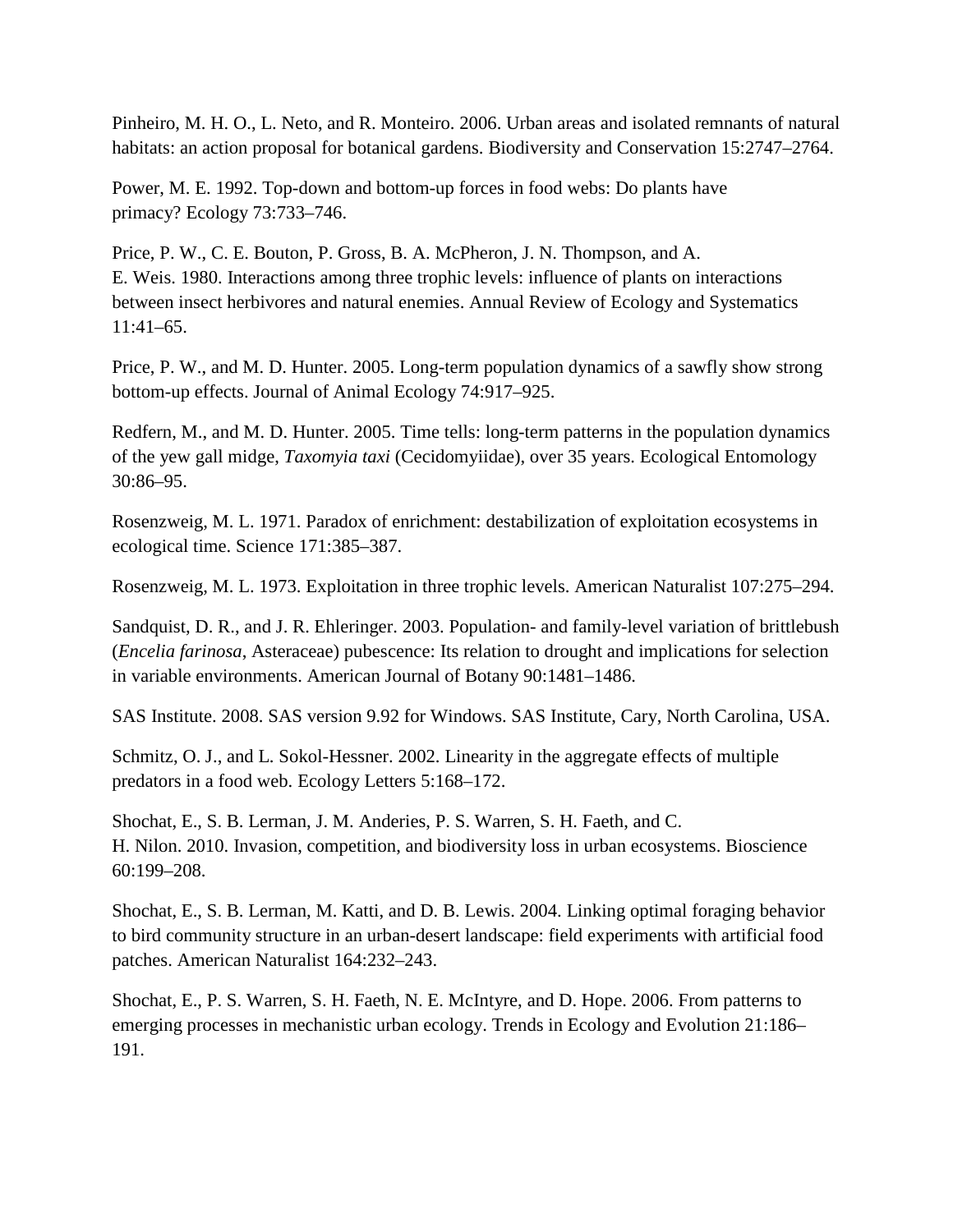Pinheiro, M. H. O., L. Neto, and R. Monteiro. 2006. Urban areas and isolated remnants of natural habitats: an action proposal for botanical gardens. Biodiversity and Conservation 15:2747–2764.

Power, M. E. 1992. Top-down and bottom-up forces in food webs: Do plants have primacy? Ecology 73:733–746.

Price, P. W., C. E. Bouton, P. Gross, B. A. McPheron, J. N. Thompson, and A. E. Weis. 1980. Interactions among three trophic levels: influence of plants on interactions between insect herbivores and natural enemies. Annual Review of Ecology and Systematics 11:41–65.

Price, P. W., and M. D. Hunter. 2005. Long-term population dynamics of a sawfly show strong bottom-up effects. Journal of Animal Ecology 74:917–925.

Redfern, M., and M. D. Hunter. 2005. Time tells: long-term patterns in the population dynamics of the yew gall midge, *Taxomyia taxi* (Cecidomyiidae), over 35 years. Ecological Entomology 30:86–95.

Rosenzweig, M. L. 1971. Paradox of enrichment: destabilization of exploitation ecosystems in ecological time. Science 171:385–387.

Rosenzweig, M. L. 1973. Exploitation in three trophic levels. American Naturalist 107:275–294.

Sandquist, D. R., and J. R. Ehleringer. 2003. Population- and family-level variation of brittlebush (*Encelia farinosa*, Asteraceae) pubescence: Its relation to drought and implications for selection in variable environments. American Journal of Botany 90:1481–1486.

SAS Institute. 2008. SAS version 9.92 for Windows. SAS Institute, Cary, North Carolina, USA.

Schmitz, O. J., and L. Sokol-Hessner. 2002. Linearity in the aggregate effects of multiple predators in a food web. Ecology Letters 5:168–172.

Shochat, E., S. B. Lerman, J. M. Anderies, P. S. Warren, S. H. Faeth, and C. H. Nilon. 2010. Invasion, competition, and biodiversity loss in urban ecosystems. Bioscience 60:199–208.

Shochat, E., S. B. Lerman, M. Katti, and D. B. Lewis. 2004. Linking optimal foraging behavior to bird community structure in an urban-desert landscape: field experiments with artificial food patches. American Naturalist 164:232–243.

Shochat, E., P. S. Warren, S. H. Faeth, N. E. McIntyre, and D. Hope. 2006. From patterns to emerging processes in mechanistic urban ecology. Trends in Ecology and Evolution 21:186–191.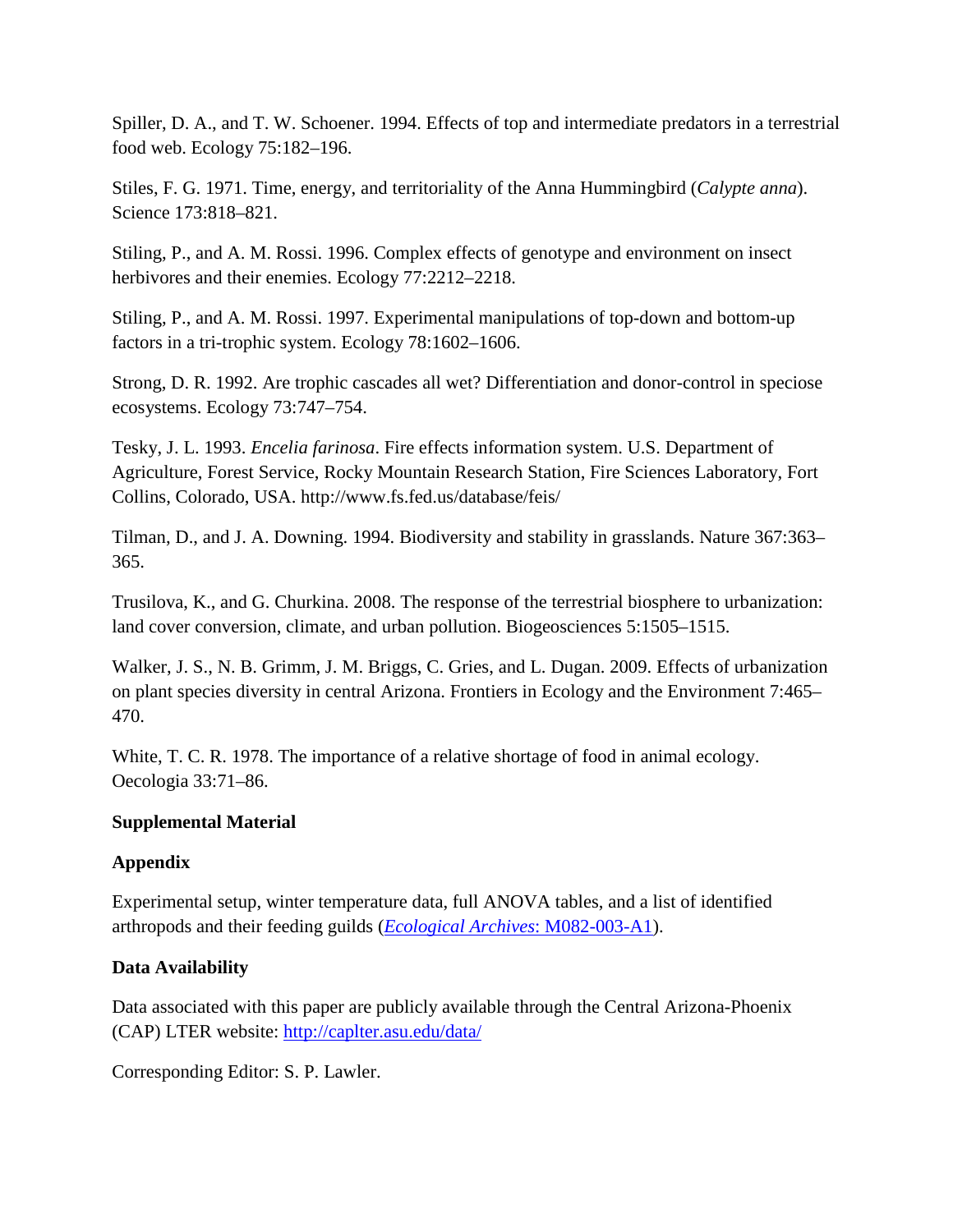Spiller, D. A., and T. W. Schoener. 1994. Effects of top and intermediate predators in a terrestrial food web. Ecology 75:182–196.

Stiles, F. G. 1971. Time, energy, and territoriality of the Anna Hummingbird (*Calypte anna*). Science 173:818–821.

Stiling, P., and A. M. Rossi. 1996. Complex effects of genotype and environment on insect herbivores and their enemies. Ecology 77:2212–2218.

Stiling, P., and A. M. Rossi. 1997. Experimental manipulations of top-down and bottom-up factors in a tri-trophic system. Ecology 78:1602–1606.

Strong, D. R. 1992. Are trophic cascades all wet? Differentiation and donor-control in speciose ecosystems. Ecology 73:747–754.

Tesky, J. L. 1993. *Encelia farinosa*. Fire effects information system. U.S. Department of Agriculture, Forest Service, Rocky Mountain Research Station, Fire Sciences Laboratory, Fort Collins, Colorado, USA. http://www.fs.fed.us/database/feis/

Tilman, D., and J. A. Downing. 1994. Biodiversity and stability in grasslands. Nature 367:363–365.

Trusilova, K., and G. Churkina. 2008. The response of the terrestrial biosphere to urbanization: land cover conversion, climate, and urban pollution. Biogeosciences 5:1505–1515.

Walker, J. S., N. B. Grimm, J. M. Briggs, C. Gries, and L. Dugan. 2009. Effects of urbanization on plant species diversity in central Arizona. Frontiers in Ecology and the Environment 7:465–470.

White, T. C. R. 1978. The importance of a relative shortage of food in animal ecology. Oecologia 33:71–86.

**Supplemental Material**

**Appendix**

Experimental setup, winter temperature data, full ANOVA tables, and a list of identified arthropods and their feeding guilds (*Ecological Archives*: M082-003-A1).

**Data Availability**

Data associated with this paper are publicly available through the Central Arizona-Phoenix (CAP) LTER website: http://caplter.asu.edu/data/

Corresponding Editor: S. P. Lawler.